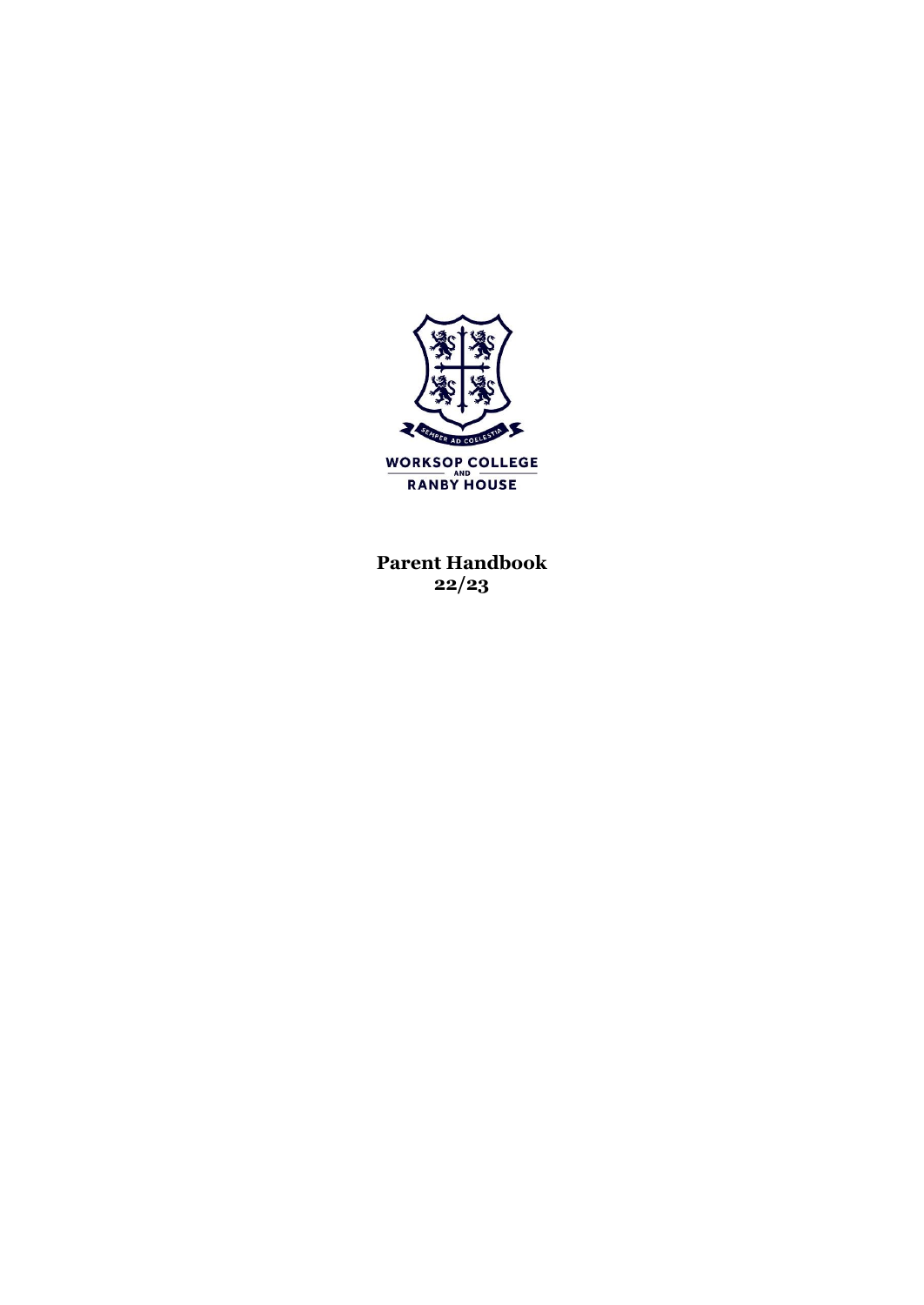SEMPER AD COELESTIA

WORKSOP COLLEGE
AND
RANBY HOUSE

**Parent Handbook**
**22/23**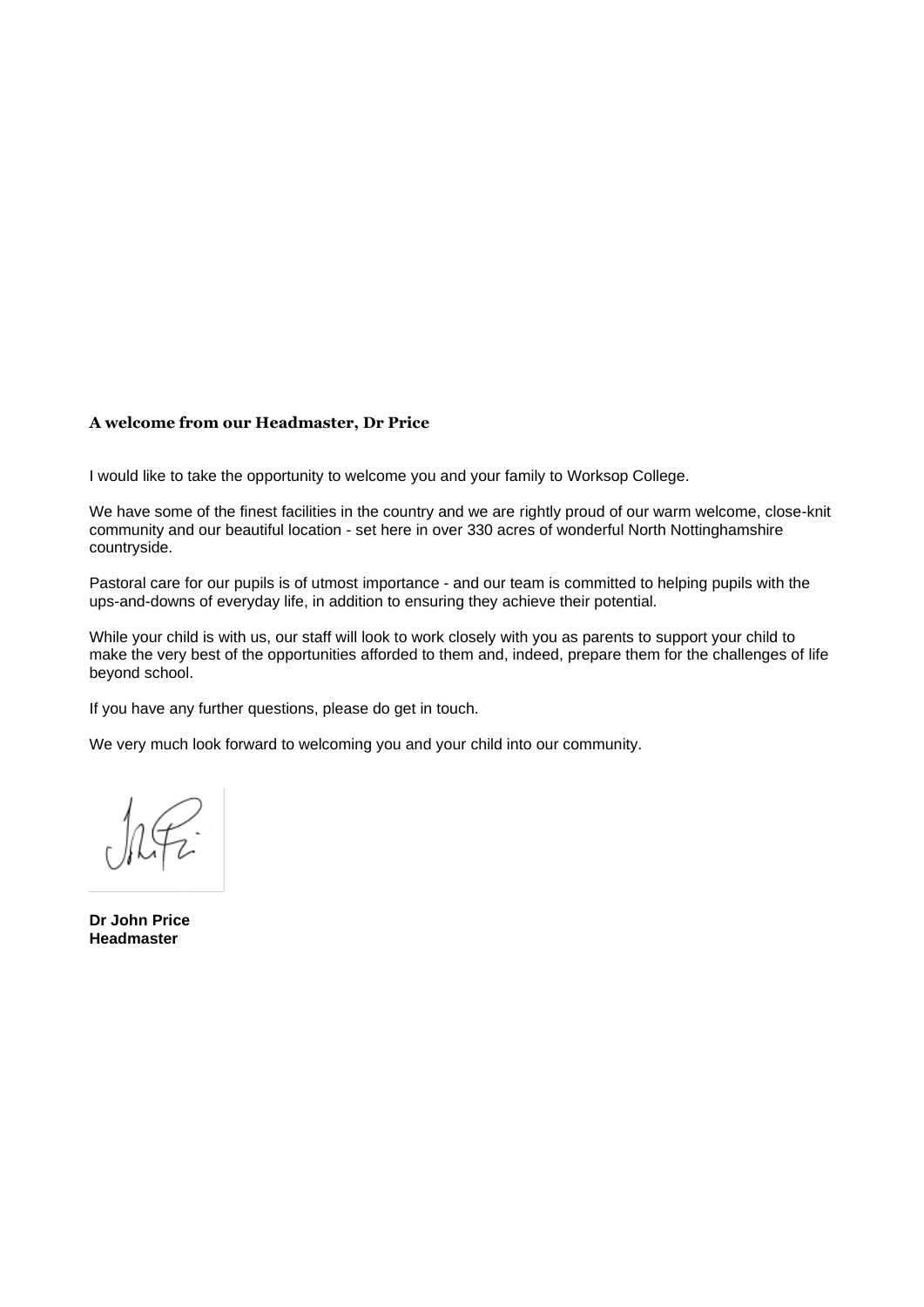### A welcome from our Headmaster, Dr Price

I would like to take the opportunity to welcome you and your family to Worksop College.

We have some of the finest facilities in the country and we are rightly proud of our warm welcome, close-knit community and our beautiful location - set here in over 330 acres of wonderful North Nottinghamshire countryside.

Pastoral care for our pupils is of utmost importance - and our team is committed to helping pupils with the ups-and-downs of everyday life, in addition to ensuring they achieve their potential.

While your child is with us, our staff will look to work closely with you as parents to support your child to make the very best of the opportunities afforded to them and, indeed, prepare them for the challenges of life beyond school.

If you have any further questions, please do get in touch.

We very much look forward to welcoming you and your child into our community.

**Dr John Price**
**Headmaster**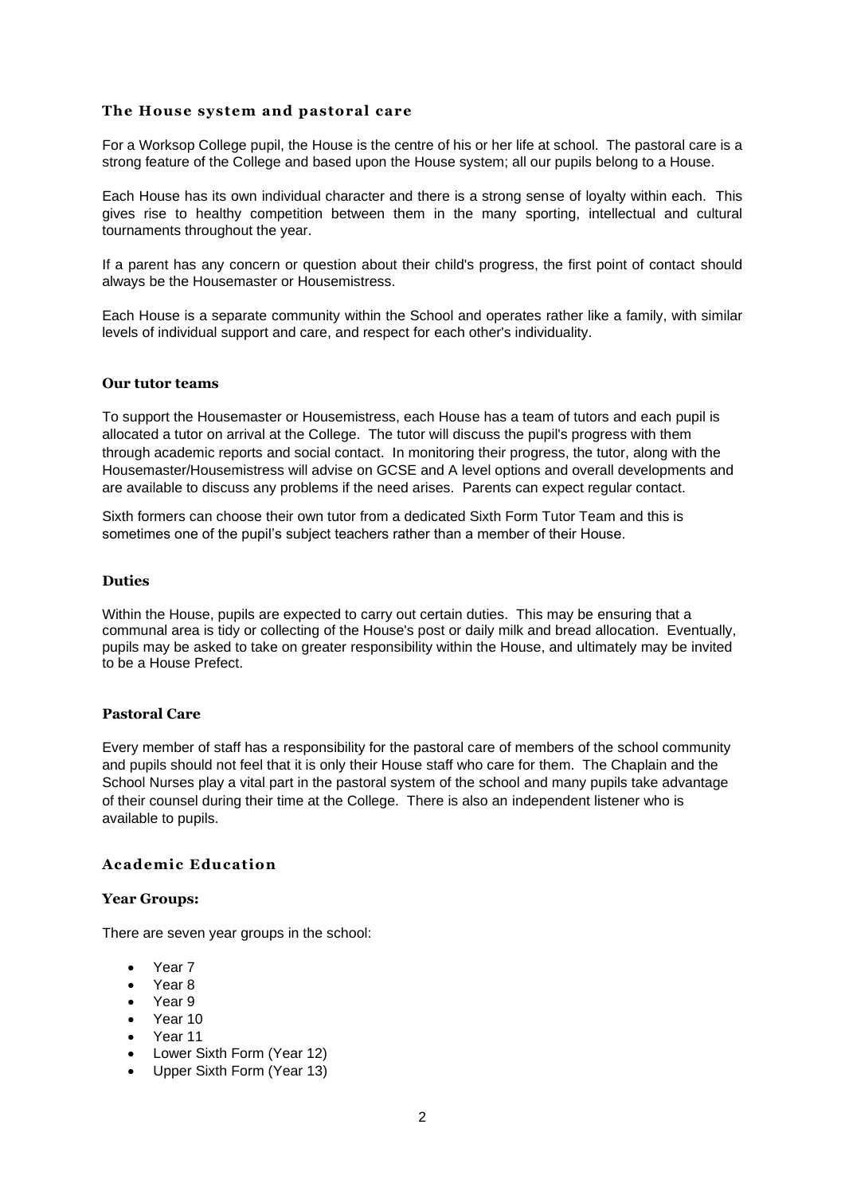## The House system and pastoral care

For a Worksop College pupil, the House is the centre of his or her life at school. The pastoral care is a strong feature of the College and based upon the House system; all our pupils belong to a House.

Each House has its own individual character and there is a strong sense of loyalty within each. This gives rise to healthy competition between them in the many sporting, intellectual and cultural tournaments throughout the year.

If a parent has any concern or question about their child's progress, the first point of contact should always be the Housemaster or Housemistress.

Each House is a separate community within the School and operates rather like a family, with similar levels of individual support and care, and respect for each other's individuality.

### Our tutor teams

To support the Housemaster or Housemistress, each House has a team of tutors and each pupil is allocated a tutor on arrival at the College. The tutor will discuss the pupil's progress with them through academic reports and social contact. In monitoring their progress, the tutor, along with the Housemaster/Housemistress will advise on GCSE and A level options and overall developments and are available to discuss any problems if the need arises. Parents can expect regular contact.

Sixth formers can choose their own tutor from a dedicated Sixth Form Tutor Team and this is sometimes one of the pupil's subject teachers rather than a member of their House.

### Duties

Within the House, pupils are expected to carry out certain duties. This may be ensuring that a communal area is tidy or collecting of the House's post or daily milk and bread allocation. Eventually, pupils may be asked to take on greater responsibility within the House, and ultimately may be invited to be a House Prefect.

### Pastoral Care

Every member of staff has a responsibility for the pastoral care of members of the school community and pupils should not feel that it is only their House staff who care for them. The Chaplain and the School Nurses play a vital part in the pastoral system of the school and many pupils take advantage of their counsel during their time at the College. There is also an independent listener who is available to pupils.

## Academic Education

### Year Groups:

There are seven year groups in the school:

- Year 7
- Year 8
- Year 9
- Year 10
- Year 11
- Lower Sixth Form (Year 12)
- Upper Sixth Form (Year 13)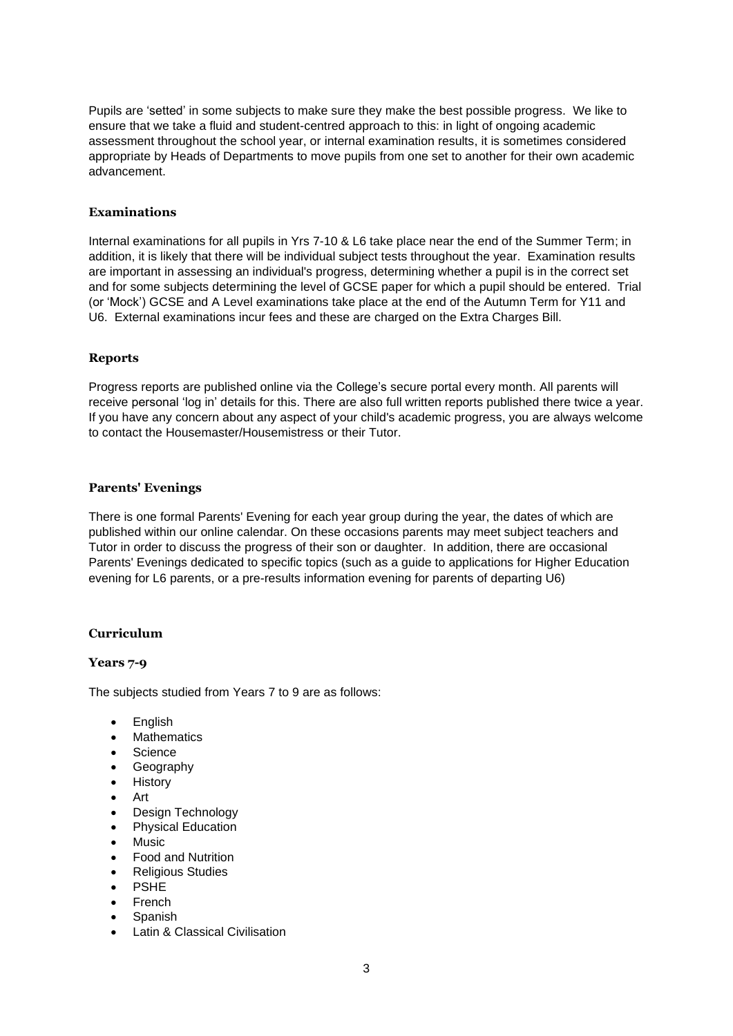Pupils are 'setted' in some subjects to make sure they make the best possible progress. We like to ensure that we take a fluid and student-centred approach to this: in light of ongoing academic assessment throughout the school year, or internal examination results, it is sometimes considered appropriate by Heads of Departments to move pupils from one set to another for their own academic advancement.

### Examinations

Internal examinations for all pupils in Yrs 7-10 & L6 take place near the end of the Summer Term; in addition, it is likely that there will be individual subject tests throughout the year. Examination results are important in assessing an individual's progress, determining whether a pupil is in the correct set and for some subjects determining the level of GCSE paper for which a pupil should be entered. Trial (or 'Mock') GCSE and A Level examinations take place at the end of the Autumn Term for Y11 and U6. External examinations incur fees and these are charged on the Extra Charges Bill.

### Reports

Progress reports are published online via the College's secure portal every month. All parents will receive personal 'log in' details for this. There are also full written reports published there twice a year. If you have any concern about any aspect of your child's academic progress, you are always welcome to contact the Housemaster/Housemistress or their Tutor.

### Parents' Evenings

There is one formal Parents' Evening for each year group during the year, the dates of which are published within our online calendar. On these occasions parents may meet subject teachers and Tutor in order to discuss the progress of their son or daughter. In addition, there are occasional Parents' Evenings dedicated to specific topics (such as a guide to applications for Higher Education evening for L6 parents, or a pre-results information evening for parents of departing U6)

### Curriculum

#### Years 7-9

The subjects studied from Years 7 to 9 are as follows:

- English
- Mathematics
- Science
- Geography
- History
- Art
- Design Technology
- Physical Education
- Music
- Food and Nutrition
- Religious Studies
- PSHE
- French
- Spanish
- Latin & Classical Civilisation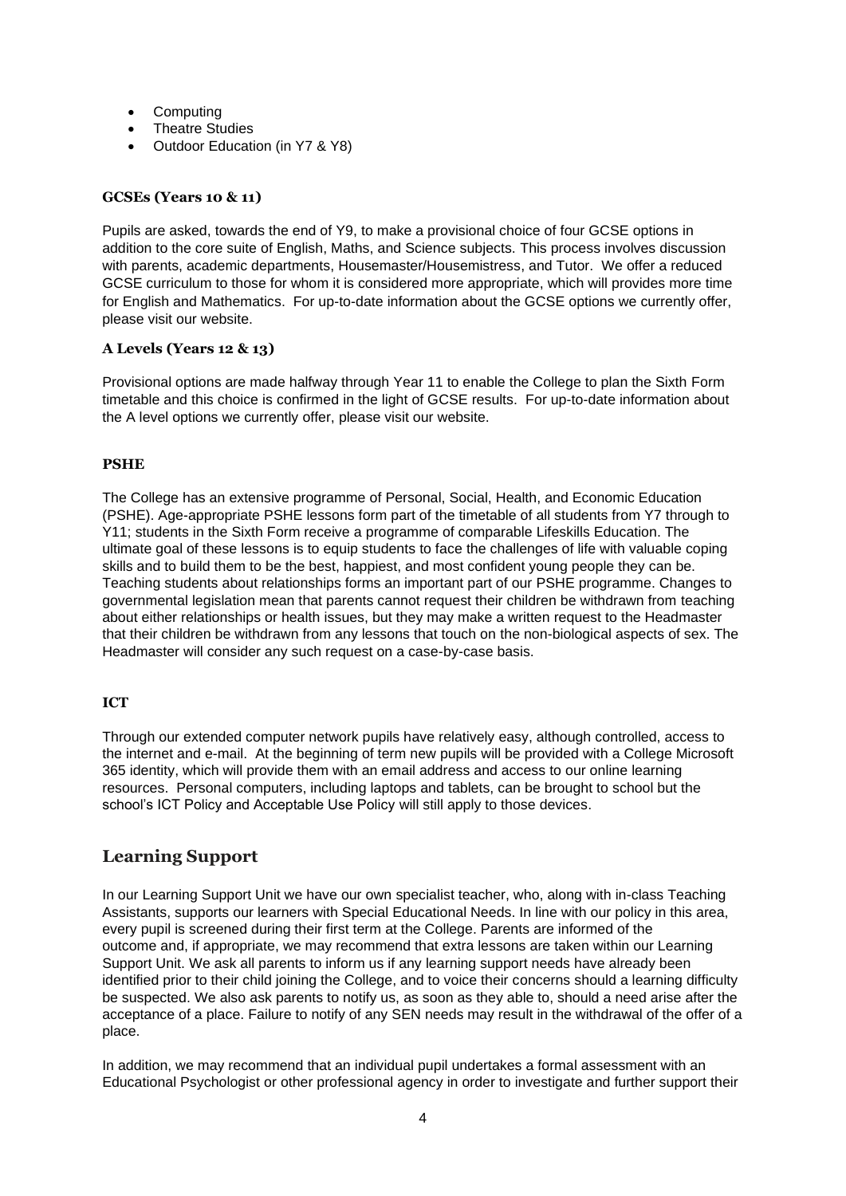- Computing
- Theatre Studies
- Outdoor Education (in Y7 & Y8)

### GCSEs (Years 10 & 11)

Pupils are asked, towards the end of Y9, to make a provisional choice of four GCSE options in addition to the core suite of English, Maths, and Science subjects. This process involves discussion with parents, academic departments, Housemaster/Housemistress, and Tutor. We offer a reduced GCSE curriculum to those for whom it is considered more appropriate, which will provides more time for English and Mathematics. For up-to-date information about the GCSE options we currently offer, please visit our website.

### A Levels (Years 12 & 13)

Provisional options are made halfway through Year 11 to enable the College to plan the Sixth Form timetable and this choice is confirmed in the light of GCSE results. For up-to-date information about the A level options we currently offer, please visit our website.

### PSHE

The College has an extensive programme of Personal, Social, Health, and Economic Education (PSHE). Age-appropriate PSHE lessons form part of the timetable of all students from Y7 through to Y11; students in the Sixth Form receive a programme of comparable Lifeskills Education. The ultimate goal of these lessons is to equip students to face the challenges of life with valuable coping skills and to build them to be the best, happiest, and most confident young people they can be. Teaching students about relationships forms an important part of our PSHE programme. Changes to governmental legislation mean that parents cannot request their children be withdrawn from teaching about either relationships or health issues, but they may make a written request to the Headmaster that their children be withdrawn from any lessons that touch on the non-biological aspects of sex. The Headmaster will consider any such request on a case-by-case basis.

### ICT

Through our extended computer network pupils have relatively easy, although controlled, access to the internet and e-mail. At the beginning of term new pupils will be provided with a College Microsoft 365 identity, which will provide them with an email address and access to our online learning resources. Personal computers, including laptops and tablets, can be brought to school but the school's ICT Policy and Acceptable Use Policy will still apply to those devices.

## Learning Support

In our Learning Support Unit we have our own specialist teacher, who, along with in-class Teaching Assistants, supports our learners with Special Educational Needs. In line with our policy in this area, every pupil is screened during their first term at the College. Parents are informed of the outcome and, if appropriate, we may recommend that extra lessons are taken within our Learning Support Unit. We ask all parents to inform us if any learning support needs have already been identified prior to their child joining the College, and to voice their concerns should a learning difficulty be suspected. We also ask parents to notify us, as soon as they able to, should a need arise after the acceptance of a place. Failure to notify of any SEN needs may result in the withdrawal of the offer of a place.

In addition, we may recommend that an individual pupil undertakes a formal assessment with an Educational Psychologist or other professional agency in order to investigate and further support their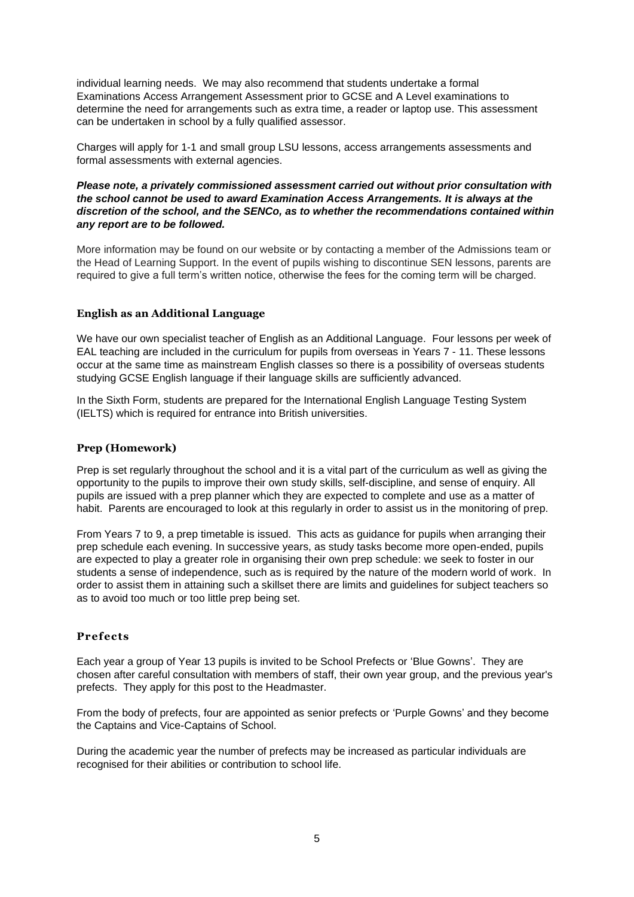individual learning needs. We may also recommend that students undertake a formal Examinations Access Arrangement Assessment prior to GCSE and A Level examinations to determine the need for arrangements such as extra time, a reader or laptop use. This assessment can be undertaken in school by a fully qualified assessor.

Charges will apply for 1-1 and small group LSU lessons, access arrangements assessments and formal assessments with external agencies.

***Please note, a privately commissioned assessment carried out without prior consultation with the school cannot be used to award Examination Access Arrangements. It is always at the discretion of the school, and the SENCo, as to whether the recommendations contained within any report are to be followed.***

More information may be found on our website or by contacting a member of the Admissions team or the Head of Learning Support. In the event of pupils wishing to discontinue SEN lessons, parents are required to give a full term's written notice, otherwise the fees for the coming term will be charged.

### English as an Additional Language

We have our own specialist teacher of English as an Additional Language. Four lessons per week of EAL teaching are included in the curriculum for pupils from overseas in Years 7 - 11. These lessons occur at the same time as mainstream English classes so there is a possibility of overseas students studying GCSE English language if their language skills are sufficiently advanced.

In the Sixth Form, students are prepared for the International English Language Testing System (IELTS) which is required for entrance into British universities.

### Prep (Homework)

Prep is set regularly throughout the school and it is a vital part of the curriculum as well as giving the opportunity to the pupils to improve their own study skills, self-discipline, and sense of enquiry. All pupils are issued with a prep planner which they are expected to complete and use as a matter of habit. Parents are encouraged to look at this regularly in order to assist us in the monitoring of prep.

From Years 7 to 9, a prep timetable is issued. This acts as guidance for pupils when arranging their prep schedule each evening. In successive years, as study tasks become more open-ended, pupils are expected to play a greater role in organising their own prep schedule: we seek to foster in our students a sense of independence, such as is required by the nature of the modern world of work. In order to assist them in attaining such a skillset there are limits and guidelines for subject teachers so as to avoid too much or too little prep being set.

### Prefects

Each year a group of Year 13 pupils is invited to be School Prefects or 'Blue Gowns'. They are chosen after careful consultation with members of staff, their own year group, and the previous year's prefects. They apply for this post to the Headmaster.

From the body of prefects, four are appointed as senior prefects or 'Purple Gowns' and they become the Captains and Vice-Captains of School.

During the academic year the number of prefects may be increased as particular individuals are recognised for their abilities or contribution to school life.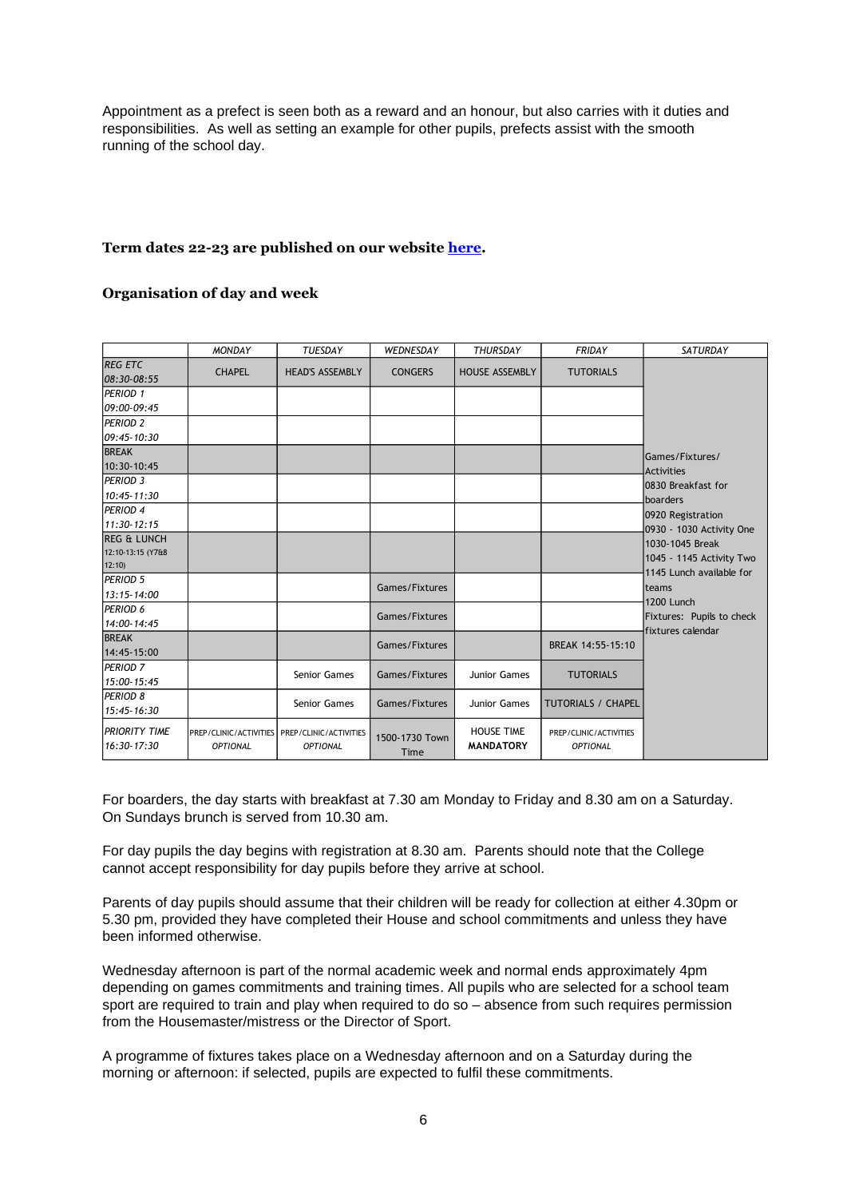Appointment as a prefect is seen both as a reward and an honour, but also carries with it duties and responsibilities. As well as setting an example for other pupils, prefects assist with the smooth running of the school day.

**Term dates 22-23 are published on our website [here](#).**

**Organisation of day and week**

| | *MONDAY* | *TUESDAY* | *WEDNESDAY* | *THURSDAY* | *FRIDAY* | *SATURDAY* |
|---|---|---|---|---|---|---|
| *REG ETC* *08:30-08:55* | CHAPEL | HEAD'S ASSEMBLY | CONGERS | HOUSE ASSEMBLY | TUTORIALS | Games/Fixtures/ Activities<br>0830 Breakfast for boarders<br>0920 Registration<br>0930 - 1030 Activity One<br>1030-1045 Break<br>1045 - 1145 Activity Two<br>1145 Lunch available for teams<br>1200 Lunch<br>Fixtures: Pupils to check fixtures calendar |
| *PERIOD 1* *09:00-09:45* | | | | | | |
| *PERIOD 2* *09:45-10:30* | | | | | | |
| BREAK 10:30-10:45 | | | | | | |
| *PERIOD 3* *10:45-11:30* | | | | | | |
| *PERIOD 4* *11:30-12:15* | | | | | | |
| REG & LUNCH 12:10-13:15 (Y7&8 12:10) | | | | | | |
| *PERIOD 5* *13:15-14:00* | | | Games/Fixtures | | | |
| *PERIOD 6* *14:00-14:45* | | | Games/Fixtures | | | |
| BREAK 14:45-15:00 | | | Games/Fixtures | | BREAK 14:55-15:10 | |
| *PERIOD 7* *15:00-15:45* | | Senior Games | Games/Fixtures | Junior Games | TUTORIALS | |
| *PERIOD 8* *15:45-16:30* | | Senior Games | Games/Fixtures | Junior Games | TUTORIALS / CHAPEL | |
| *PRIORITY TIME* *16:30-17:30* | PREP/CLINIC/ACTIVITIES *OPTIONAL* | PREP/CLINIC/ACTIVITIES *OPTIONAL* | 1500-1730 Town Time | HOUSE TIME **MANDATORY** | PREP/CLINIC/ACTIVITIES *OPTIONAL* | |

For boarders, the day starts with breakfast at 7.30 am Monday to Friday and 8.30 am on a Saturday. On Sundays brunch is served from 10.30 am.

For day pupils the day begins with registration at 8.30 am. Parents should note that the College cannot accept responsibility for day pupils before they arrive at school.

Parents of day pupils should assume that their children will be ready for collection at either 4.30pm or 5.30 pm, provided they have completed their House and school commitments and unless they have been informed otherwise.

Wednesday afternoon is part of the normal academic week and normal ends approximately 4pm depending on games commitments and training times. All pupils who are selected for a school team sport are required to train and play when required to do so – absence from such requires permission from the Housemaster/mistress or the Director of Sport.

A programme of fixtures takes place on a Wednesday afternoon and on a Saturday during the morning or afternoon: if selected, pupils are expected to fulfil these commitments.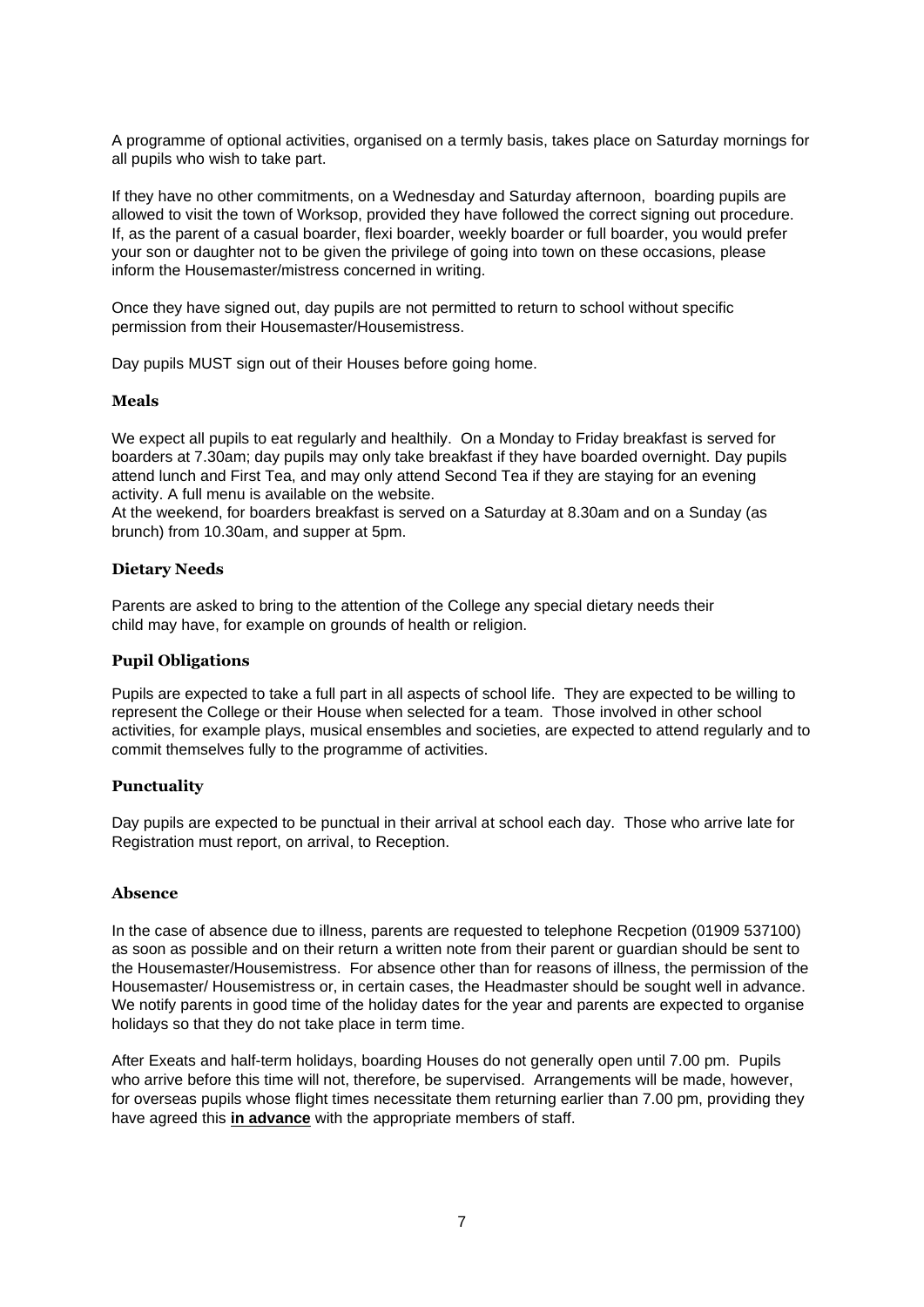A programme of optional activities, organised on a termly basis, takes place on Saturday mornings for all pupils who wish to take part.

If they have no other commitments, on a Wednesday and Saturday afternoon, boarding pupils are allowed to visit the town of Worksop, provided they have followed the correct signing out procedure. If, as the parent of a casual boarder, flexi boarder, weekly boarder or full boarder, you would prefer your son or daughter not to be given the privilege of going into town on these occasions, please inform the Housemaster/mistress concerned in writing.

Once they have signed out, day pupils are not permitted to return to school without specific permission from their Housemaster/Housemistress.

Day pupils MUST sign out of their Houses before going home.

### Meals

We expect all pupils to eat regularly and healthily. On a Monday to Friday breakfast is served for boarders at 7.30am; day pupils may only take breakfast if they have boarded overnight. Day pupils attend lunch and First Tea, and may only attend Second Tea if they are staying for an evening activity. A full menu is available on the website.
At the weekend, for boarders breakfast is served on a Saturday at 8.30am and on a Sunday (as brunch) from 10.30am, and supper at 5pm.

### Dietary Needs

Parents are asked to bring to the attention of the College any special dietary needs their child may have, for example on grounds of health or religion.

### Pupil Obligations

Pupils are expected to take a full part in all aspects of school life. They are expected to be willing to represent the College or their House when selected for a team. Those involved in other school activities, for example plays, musical ensembles and societies, are expected to attend regularly and to commit themselves fully to the programme of activities.

### Punctuality

Day pupils are expected to be punctual in their arrival at school each day. Those who arrive late for Registration must report, on arrival, to Reception.

### Absence

In the case of absence due to illness, parents are requested to telephone Recpetion (01909 537100) as soon as possible and on their return a written note from their parent or guardian should be sent to the Housemaster/Housemistress. For absence other than for reasons of illness, the permission of the Housemaster/ Housemistress or, in certain cases, the Headmaster should be sought well in advance. We notify parents in good time of the holiday dates for the year and parents are expected to organise holidays so that they do not take place in term time.

After Exeats and half-term holidays, boarding Houses do not generally open until 7.00 pm. Pupils who arrive before this time will not, therefore, be supervised. Arrangements will be made, however, for overseas pupils whose flight times necessitate them returning earlier than 7.00 pm, providing they have agreed this **in advance** with the appropriate members of staff.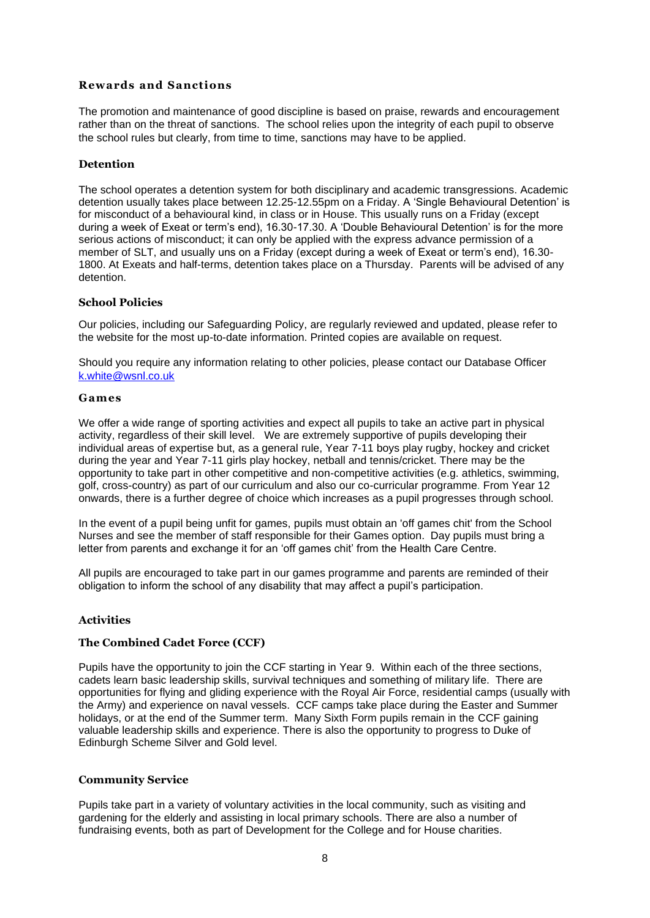## Rewards and Sanctions

The promotion and maintenance of good discipline is based on praise, rewards and encouragement rather than on the threat of sanctions. The school relies upon the integrity of each pupil to observe the school rules but clearly, from time to time, sanctions may have to be applied.

### Detention

The school operates a detention system for both disciplinary and academic transgressions. Academic detention usually takes place between 12.25-12.55pm on a Friday. A 'Single Behavioural Detention' is for misconduct of a behavioural kind, in class or in House. This usually runs on a Friday (except during a week of Exeat or term's end), 16.30-17.30. A 'Double Behavioural Detention' is for the more serious actions of misconduct; it can only be applied with the express advance permission of a member of SLT, and usually uns on a Friday (except during a week of Exeat or term's end), 16.30-1800. At Exeats and half-terms, detention takes place on a Thursday. Parents will be advised of any detention.

### School Policies

Our policies, including our Safeguarding Policy, are regularly reviewed and updated, please refer to the website for the most up-to-date information. Printed copies are available on request.

Should you require any information relating to other policies, please contact our Database Officer [k.white@wsnl.co.uk](mailto:k.white@wsnl.co.uk)

## Games

We offer a wide range of sporting activities and expect all pupils to take an active part in physical activity, regardless of their skill level. We are extremely supportive of pupils developing their individual areas of expertise but, as a general rule, Year 7-11 boys play rugby, hockey and cricket during the year and Year 7-11 girls play hockey, netball and tennis/cricket. There may be the opportunity to take part in other competitive and non-competitive activities (e.g. athletics, swimming, golf, cross-country) as part of our curriculum and also our co-curricular programme. From Year 12 onwards, there is a further degree of choice which increases as a pupil progresses through school.

In the event of a pupil being unfit for games, pupils must obtain an 'off games chit' from the School Nurses and see the member of staff responsible for their Games option. Day pupils must bring a letter from parents and exchange it for an 'off games chit' from the Health Care Centre.

All pupils are encouraged to take part in our games programme and parents are reminded of their obligation to inform the school of any disability that may affect a pupil's participation.

## Activities

### The Combined Cadet Force (CCF)

Pupils have the opportunity to join the CCF starting in Year 9. Within each of the three sections, cadets learn basic leadership skills, survival techniques and something of military life. There are opportunities for flying and gliding experience with the Royal Air Force, residential camps (usually with the Army) and experience on naval vessels. CCF camps take place during the Easter and Summer holidays, or at the end of the Summer term. Many Sixth Form pupils remain in the CCF gaining valuable leadership skills and experience. There is also the opportunity to progress to Duke of Edinburgh Scheme Silver and Gold level.

### Community Service

Pupils take part in a variety of voluntary activities in the local community, such as visiting and gardening for the elderly and assisting in local primary schools. There are also a number of fundraising events, both as part of Development for the College and for House charities.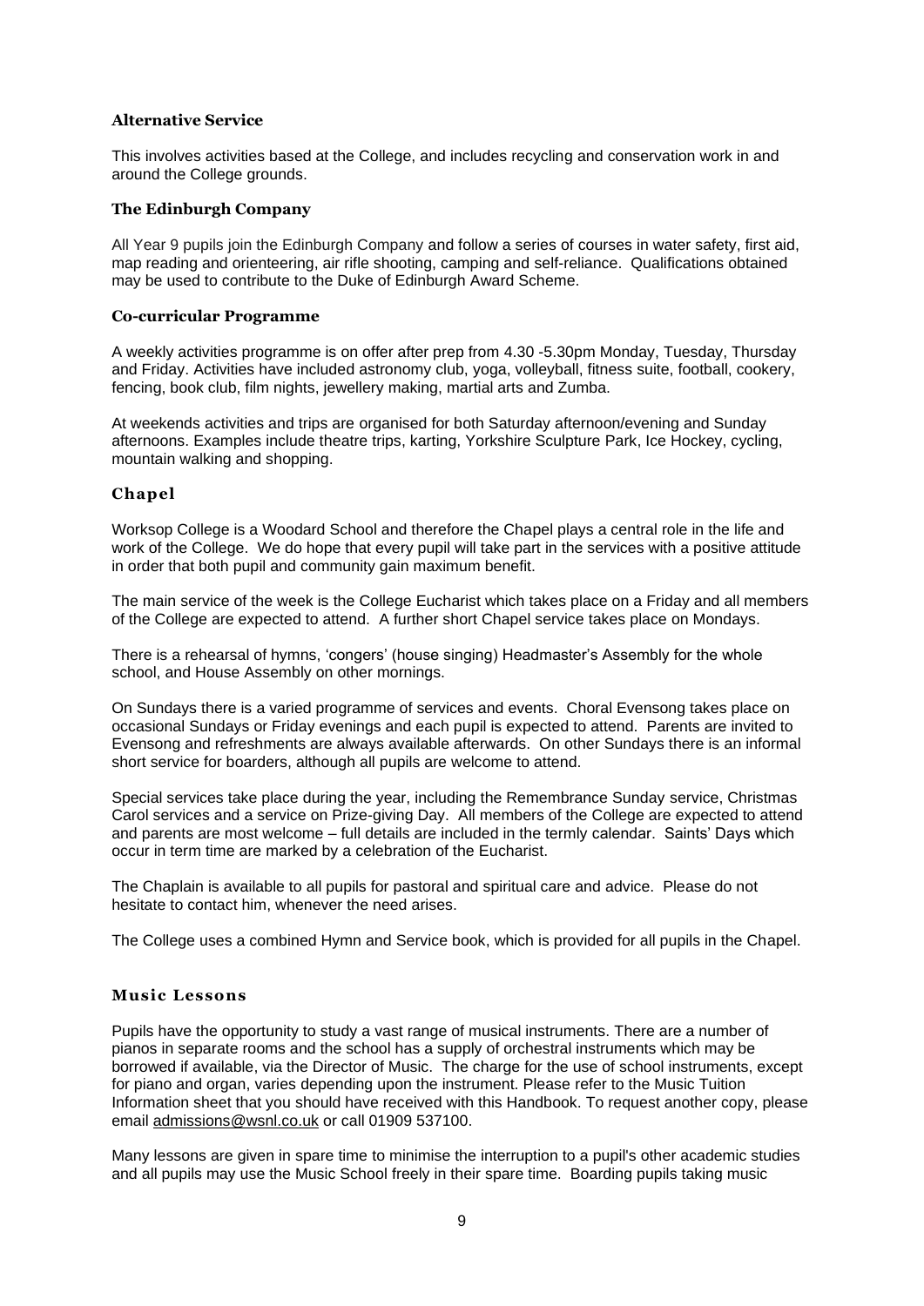### Alternative Service

This involves activities based at the College, and includes recycling and conservation work in and around the College grounds.

### The Edinburgh Company

All Year 9 pupils join the Edinburgh Company and follow a series of courses in water safety, first aid, map reading and orienteering, air rifle shooting, camping and self-reliance. Qualifications obtained may be used to contribute to the Duke of Edinburgh Award Scheme.

### Co-curricular Programme

A weekly activities programme is on offer after prep from 4.30 -5.30pm Monday, Tuesday, Thursday and Friday. Activities have included astronomy club, yoga, volleyball, fitness suite, football, cookery, fencing, book club, film nights, jewellery making, martial arts and Zumba.

At weekends activities and trips are organised for both Saturday afternoon/evening and Sunday afternoons. Examples include theatre trips, karting, Yorkshire Sculpture Park, Ice Hockey, cycling, mountain walking and shopping.

## Chapel

Worksop College is a Woodard School and therefore the Chapel plays a central role in the life and work of the College. We do hope that every pupil will take part in the services with a positive attitude in order that both pupil and community gain maximum benefit.

The main service of the week is the College Eucharist which takes place on a Friday and all members of the College are expected to attend. A further short Chapel service takes place on Mondays.

There is a rehearsal of hymns, 'congers' (house singing) Headmaster's Assembly for the whole school, and House Assembly on other mornings.

On Sundays there is a varied programme of services and events. Choral Evensong takes place on occasional Sundays or Friday evenings and each pupil is expected to attend. Parents are invited to Evensong and refreshments are always available afterwards. On other Sundays there is an informal short service for boarders, although all pupils are welcome to attend.

Special services take place during the year, including the Remembrance Sunday service, Christmas Carol services and a service on Prize-giving Day. All members of the College are expected to attend and parents are most welcome – full details are included in the termly calendar. Saints' Days which occur in term time are marked by a celebration of the Eucharist.

The Chaplain is available to all pupils for pastoral and spiritual care and advice. Please do not hesitate to contact him, whenever the need arises.

The College uses a combined Hymn and Service book, which is provided for all pupils in the Chapel.

## Music Lessons

Pupils have the opportunity to study a vast range of musical instruments. There are a number of pianos in separate rooms and the school has a supply of orchestral instruments which may be borrowed if available, via the Director of Music. The charge for the use of school instruments, except for piano and organ, varies depending upon the instrument. Please refer to the Music Tuition Information sheet that you should have received with this Handbook. To request another copy, please email admissions@wsnl.co.uk or call 01909 537100.

Many lessons are given in spare time to minimise the interruption to a pupil's other academic studies and all pupils may use the Music School freely in their spare time. Boarding pupils taking music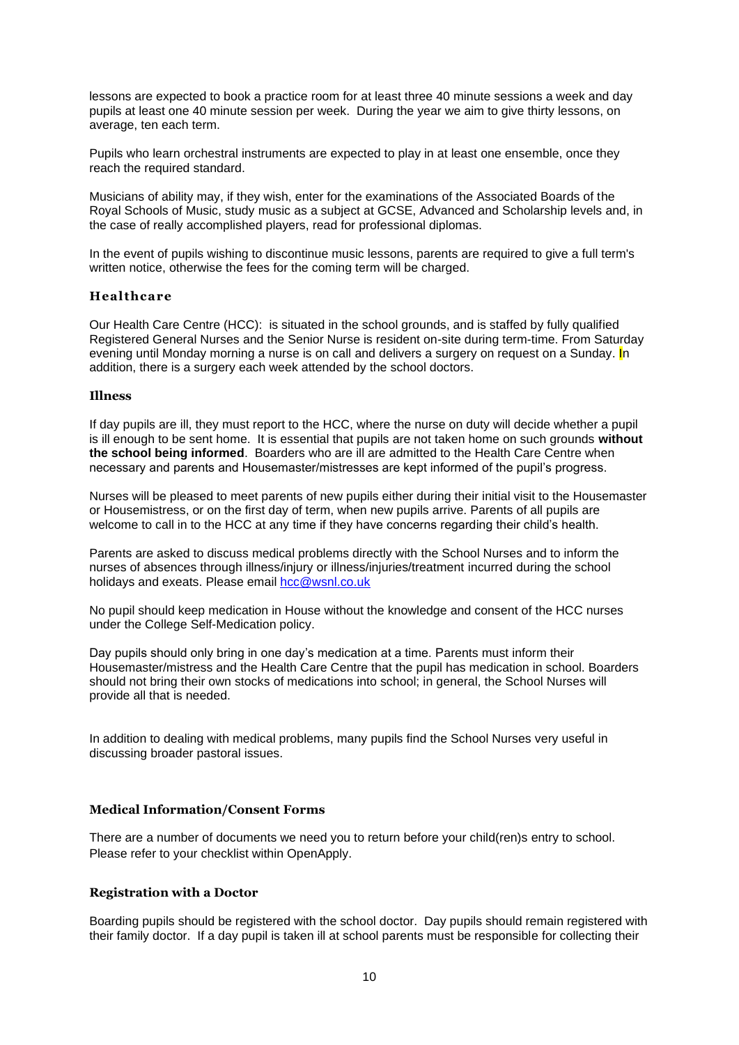lessons are expected to book a practice room for at least three 40 minute sessions a week and day pupils at least one 40 minute session per week. During the year we aim to give thirty lessons, on average, ten each term.

Pupils who learn orchestral instruments are expected to play in at least one ensemble, once they reach the required standard.

Musicians of ability may, if they wish, enter for the examinations of the Associated Boards of the Royal Schools of Music, study music as a subject at GCSE, Advanced and Scholarship levels and, in the case of really accomplished players, read for professional diplomas.

In the event of pupils wishing to discontinue music lessons, parents are required to give a full term's written notice, otherwise the fees for the coming term will be charged.

### Healthcare

Our Health Care Centre (HCC): is situated in the school grounds, and is staffed by fully qualified Registered General Nurses and the Senior Nurse is resident on-site during term-time. From Saturday evening until Monday morning a nurse is on call and delivers a surgery on request on a Sunday. In addition, there is a surgery each week attended by the school doctors.

### Illness

If day pupils are ill, they must report to the HCC, where the nurse on duty will decide whether a pupil is ill enough to be sent home. It is essential that pupils are not taken home on such grounds **without the school being informed**. Boarders who are ill are admitted to the Health Care Centre when necessary and parents and Housemaster/mistresses are kept informed of the pupil's progress.

Nurses will be pleased to meet parents of new pupils either during their initial visit to the Housemaster or Housemistress, or on the first day of term, when new pupils arrive. Parents of all pupils are welcome to call in to the HCC at any time if they have concerns regarding their child's health.

Parents are asked to discuss medical problems directly with the School Nurses and to inform the nurses of absences through illness/injury or illness/injuries/treatment incurred during the school holidays and exeats. Please email hcc@wsnl.co.uk

No pupil should keep medication in House without the knowledge and consent of the HCC nurses under the College Self-Medication policy.

Day pupils should only bring in one day's medication at a time. Parents must inform their Housemaster/mistress and the Health Care Centre that the pupil has medication in school. Boarders should not bring their own stocks of medications into school; in general, the School Nurses will provide all that is needed.

In addition to dealing with medical problems, many pupils find the School Nurses very useful in discussing broader pastoral issues.

### Medical Information/Consent Forms

There are a number of documents we need you to return before your child(ren)s entry to school. Please refer to your checklist within OpenApply.

### Registration with a Doctor

Boarding pupils should be registered with the school doctor. Day pupils should remain registered with their family doctor. If a day pupil is taken ill at school parents must be responsible for collecting their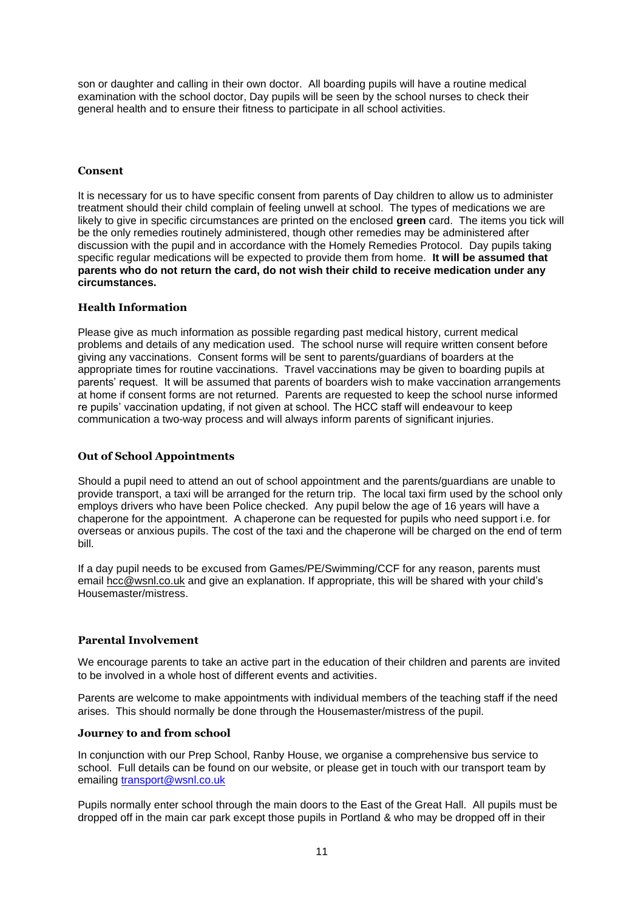son or daughter and calling in their own doctor. All boarding pupils will have a routine medical examination with the school doctor, Day pupils will be seen by the school nurses to check their general health and to ensure their fitness to participate in all school activities.

### Consent

It is necessary for us to have specific consent from parents of Day children to allow us to administer treatment should their child complain of feeling unwell at school. The types of medications we are likely to give in specific circumstances are printed on the enclosed **green** card. The items you tick will be the only remedies routinely administered, though other remedies may be administered after discussion with the pupil and in accordance with the Homely Remedies Protocol. Day pupils taking specific regular medications will be expected to provide them from home. **It will be assumed that parents who do not return the card, do not wish their child to receive medication under any circumstances.**

### Health Information

Please give as much information as possible regarding past medical history, current medical problems and details of any medication used. The school nurse will require written consent before giving any vaccinations. Consent forms will be sent to parents/guardians of boarders at the appropriate times for routine vaccinations. Travel vaccinations may be given to boarding pupils at parents' request. It will be assumed that parents of boarders wish to make vaccination arrangements at home if consent forms are not returned. Parents are requested to keep the school nurse informed re pupils' vaccination updating, if not given at school. The HCC staff will endeavour to keep communication a two-way process and will always inform parents of significant injuries.

### Out of School Appointments

Should a pupil need to attend an out of school appointment and the parents/guardians are unable to provide transport, a taxi will be arranged for the return trip. The local taxi firm used by the school only employs drivers who have been Police checked. Any pupil below the age of 16 years will have a chaperone for the appointment. A chaperone can be requested for pupils who need support i.e. for overseas or anxious pupils. The cost of the taxi and the chaperone will be charged on the end of term bill.

If a day pupil needs to be excused from Games/PE/Swimming/CCF for any reason, parents must email hcc@wsnl.co.uk and give an explanation. If appropriate, this will be shared with your child's Housemaster/mistress.

### Parental Involvement

We encourage parents to take an active part in the education of their children and parents are invited to be involved in a whole host of different events and activities.

Parents are welcome to make appointments with individual members of the teaching staff if the need arises. This should normally be done through the Housemaster/mistress of the pupil.

### Journey to and from school

In conjunction with our Prep School, Ranby House, we organise a comprehensive bus service to school. Full details can be found on our website, or please get in touch with our transport team by emailing transport@wsnl.co.uk

Pupils normally enter school through the main doors to the East of the Great Hall. All pupils must be dropped off in the main car park except those pupils in Portland & who may be dropped off in their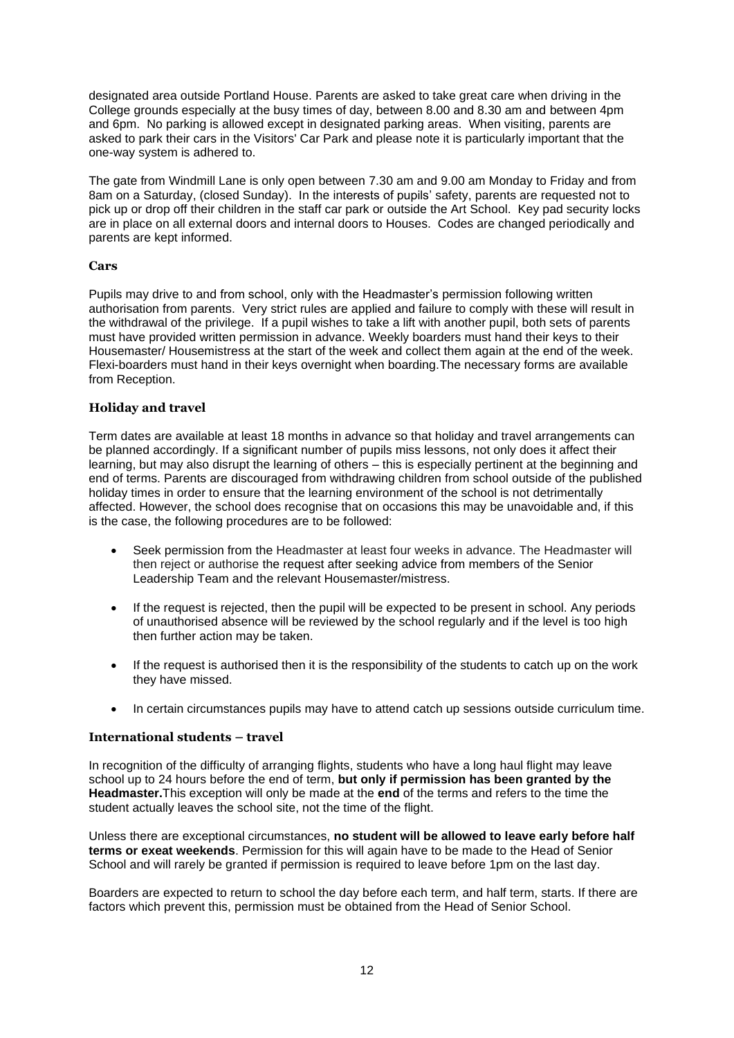designated area outside Portland House. Parents are asked to take great care when driving in the College grounds especially at the busy times of day, between 8.00 and 8.30 am and between 4pm and 6pm. No parking is allowed except in designated parking areas. When visiting, parents are asked to park their cars in the Visitors' Car Park and please note it is particularly important that the one-way system is adhered to.

The gate from Windmill Lane is only open between 7.30 am and 9.00 am Monday to Friday and from 8am on a Saturday, (closed Sunday). In the interests of pupils' safety, parents are requested not to pick up or drop off their children in the staff car park or outside the Art School. Key pad security locks are in place on all external doors and internal doors to Houses. Codes are changed periodically and parents are kept informed.

### Cars

Pupils may drive to and from school, only with the Headmaster's permission following written authorisation from parents. Very strict rules are applied and failure to comply with these will result in the withdrawal of the privilege. If a pupil wishes to take a lift with another pupil, both sets of parents must have provided written permission in advance. Weekly boarders must hand their keys to their Housemaster/ Housemistress at the start of the week and collect them again at the end of the week. Flexi-boarders must hand in their keys overnight when boarding.The necessary forms are available from Reception.

### Holiday and travel

Term dates are available at least 18 months in advance so that holiday and travel arrangements can be planned accordingly. If a significant number of pupils miss lessons, not only does it affect their learning, but may also disrupt the learning of others – this is especially pertinent at the beginning and end of terms. Parents are discouraged from withdrawing children from school outside of the published holiday times in order to ensure that the learning environment of the school is not detrimentally affected. However, the school does recognise that on occasions this may be unavoidable and, if this is the case, the following procedures are to be followed:

- Seek permission from the Headmaster at least four weeks in advance. The Headmaster will then reject or authorise the request after seeking advice from members of the Senior Leadership Team and the relevant Housemaster/mistress.
- If the request is rejected, then the pupil will be expected to be present in school. Any periods of unauthorised absence will be reviewed by the school regularly and if the level is too high then further action may be taken.
- If the request is authorised then it is the responsibility of the students to catch up on the work they have missed.
- In certain circumstances pupils may have to attend catch up sessions outside curriculum time.

### International students – travel

In recognition of the difficulty of arranging flights, students who have a long haul flight may leave school up to 24 hours before the end of term, **but only if permission has been granted by the Headmaster.**This exception will only be made at the **end** of the terms and refers to the time the student actually leaves the school site, not the time of the flight.

Unless there are exceptional circumstances, **no student will be allowed to leave early before half terms or exeat weekends**. Permission for this will again have to be made to the Head of Senior School and will rarely be granted if permission is required to leave before 1pm on the last day.

Boarders are expected to return to school the day before each term, and half term, starts. If there are factors which prevent this, permission must be obtained from the Head of Senior School.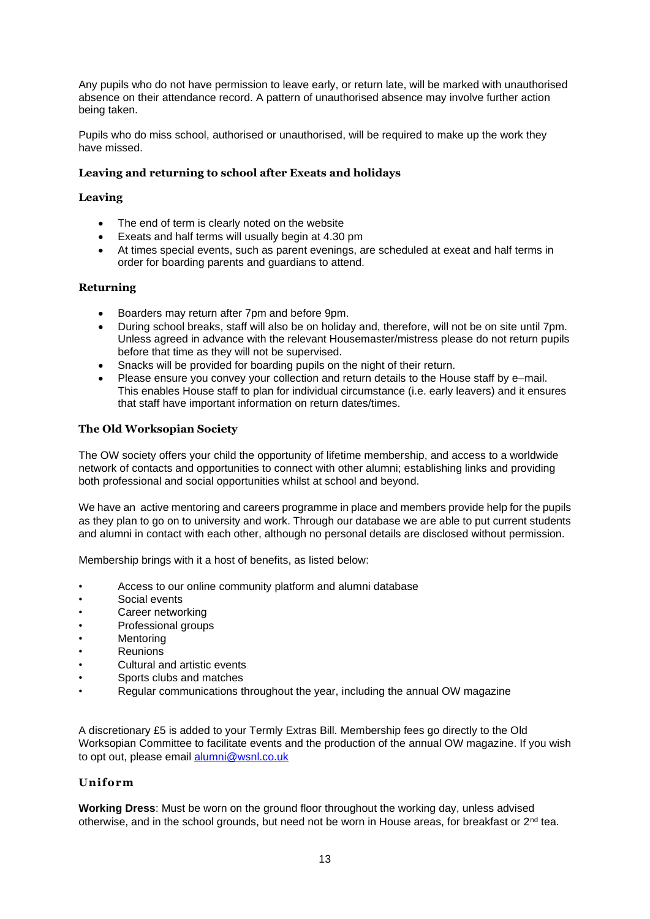Any pupils who do not have permission to leave early, or return late, will be marked with unauthorised absence on their attendance record. A pattern of unauthorised absence may involve further action being taken.

Pupils who do miss school, authorised or unauthorised, will be required to make up the work they have missed.

### Leaving and returning to school after Exeats and holidays

#### Leaving

- The end of term is clearly noted on the website
- Exeats and half terms will usually begin at 4.30 pm
- At times special events, such as parent evenings, are scheduled at exeat and half terms in order for boarding parents and guardians to attend.

#### Returning

- Boarders may return after 7pm and before 9pm.
- During school breaks, staff will also be on holiday and, therefore, will not be on site until 7pm. Unless agreed in advance with the relevant Housemaster/mistress please do not return pupils before that time as they will not be supervised.
- Snacks will be provided for boarding pupils on the night of their return.
- Please ensure you convey your collection and return details to the House staff by e–mail. This enables House staff to plan for individual circumstance (i.e. early leavers) and it ensures that staff have important information on return dates/times.

### The Old Worksopian Society

The OW society offers your child the opportunity of lifetime membership, and access to a worldwide network of contacts and opportunities to connect with other alumni; establishing links and providing both professional and social opportunities whilst at school and beyond.

We have an active mentoring and careers programme in place and members provide help for the pupils as they plan to go on to university and work. Through our database we are able to put current students and alumni in contact with each other, although no personal details are disclosed without permission.

Membership brings with it a host of benefits, as listed below:

- Access to our online community platform and alumni database
- Social events
- Career networking
- Professional groups
- Mentoring
- Reunions
- Cultural and artistic events
- Sports clubs and matches
- Regular communications throughout the year, including the annual OW magazine

A discretionary £5 is added to your Termly Extras Bill. Membership fees go directly to the Old Worksopian Committee to facilitate events and the production of the annual OW magazine. If you wish to opt out, please email alumni@wsnl.co.uk

### Uniform

**Working Dress**: Must be worn on the ground floor throughout the working day, unless advised otherwise, and in the school grounds, but need not be worn in House areas, for breakfast or 2nd tea.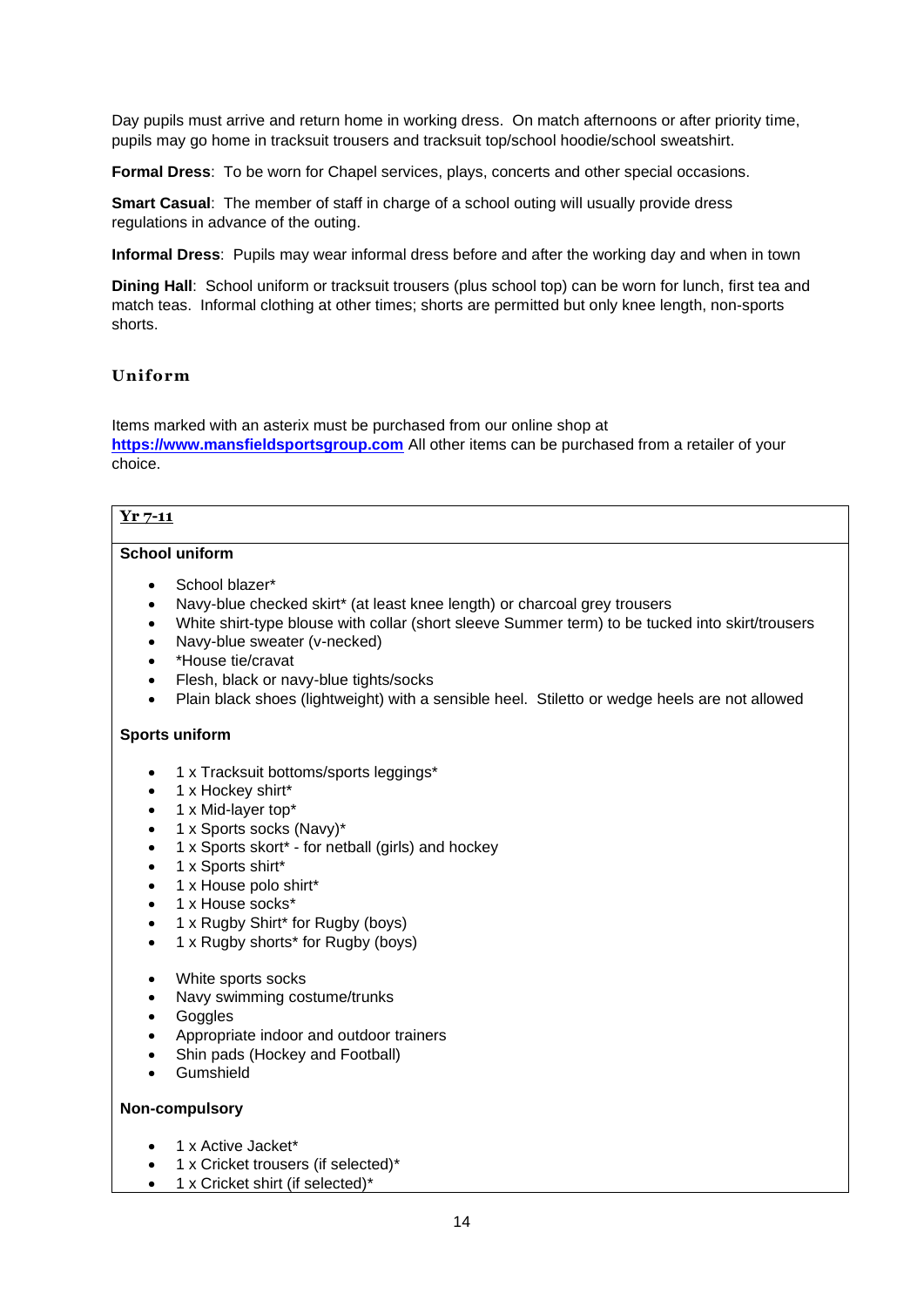Day pupils must arrive and return home in working dress. On match afternoons or after priority time, pupils may go home in tracksuit trousers and tracksuit top/school hoodie/school sweatshirt.

**Formal Dress**: To be worn for Chapel services, plays, concerts and other special occasions.

**Smart Casual**: The member of staff in charge of a school outing will usually provide dress regulations in advance of the outing.

**Informal Dress**: Pupils may wear informal dress before and after the working day and when in town

**Dining Hall**: School uniform or tracksuit trousers (plus school top) can be worn for lunch, first tea and match teas. Informal clothing at other times; shorts are permitted but only knee length, non-sports shorts.

## Uniform

Items marked with an asterix must be purchased from our online shop at **[https://www.mansfieldsportsgroup.com](https://www.mansfieldsportsgroup.com)** All other items can be purchased from a retailer of your choice.

### Yr 7-11

**School uniform**

- School blazer*
- Navy-blue checked skirt* (at least knee length) or charcoal grey trousers
- White shirt-type blouse with collar (short sleeve Summer term) to be tucked into skirt/trousers
- Navy-blue sweater (v-necked)
- *House tie/cravat
- Flesh, black or navy-blue tights/socks
- Plain black shoes (lightweight) with a sensible heel. Stiletto or wedge heels are not allowed

**Sports uniform**

- 1 x Tracksuit bottoms/sports leggings*
- 1 x Hockey shirt*
- 1 x Mid-layer top*
- 1 x Sports socks (Navy)*
- 1 x Sports skort* - for netball (girls) and hockey
- 1 x Sports shirt*
- 1 x House polo shirt*
- 1 x House socks*
- 1 x Rugby Shirt* for Rugby (boys)
- 1 x Rugby shorts* for Rugby (boys)

- White sports socks
- Navy swimming costume/trunks
- Goggles
- Appropriate indoor and outdoor trainers
- Shin pads (Hockey and Football)
- Gumshield

**Non-compulsory**

- 1 x Active Jacket*
- 1 x Cricket trousers (if selected)*
- 1 x Cricket shirt (if selected)*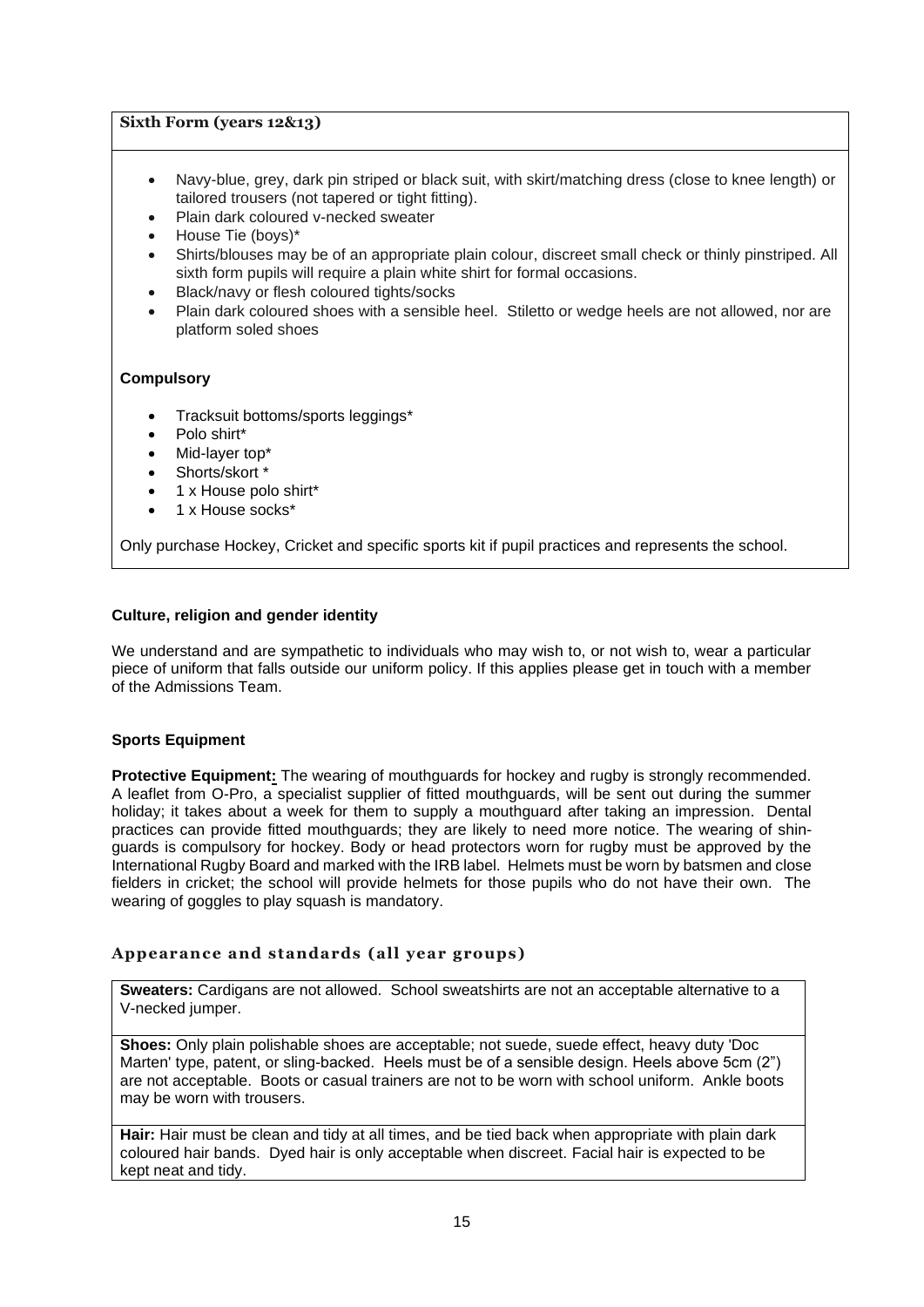**Sixth Form (years 12&13)**

- Navy-blue, grey, dark pin striped or black suit, with skirt/matching dress (close to knee length) or tailored trousers (not tapered or tight fitting).
- Plain dark coloured v-necked sweater
- House Tie (boys)*
- Shirts/blouses may be of an appropriate plain colour, discreet small check or thinly pinstriped. All sixth form pupils will require a plain white shirt for formal occasions.
- Black/navy or flesh coloured tights/socks
- Plain dark coloured shoes with a sensible heel. Stiletto or wedge heels are not allowed, nor are platform soled shoes

**Compulsory**

- Tracksuit bottoms/sports leggings*
- Polo shirt*
- Mid-layer top*
- Shorts/skort *
- 1 x House polo shirt*
- 1 x House socks*

Only purchase Hockey, Cricket and specific sports kit if pupil practices and represents the school.

**Culture, religion and gender identity**

We understand and are sympathetic to individuals who may wish to, or not wish to, wear a particular piece of uniform that falls outside our uniform policy. If this applies please get in touch with a member of the Admissions Team.

**Sports Equipment**

**Protective Equipment:** The wearing of mouthguards for hockey and rugby is strongly recommended. A leaflet from O-Pro, a specialist supplier of fitted mouthguards, will be sent out during the summer holiday; it takes about a week for them to supply a mouthguard after taking an impression. Dental practices can provide fitted mouthguards; they are likely to need more notice. The wearing of shin-guards is compulsory for hockey. Body or head protectors worn for rugby must be approved by the International Rugby Board and marked with the IRB label. Helmets must be worn by batsmen and close fielders in cricket; the school will provide helmets for those pupils who do not have their own. The wearing of goggles to play squash is mandatory.

## Appearance and standards (all year groups)

**Sweaters:** Cardigans are not allowed. School sweatshirts are not an acceptable alternative to a V-necked jumper.

**Shoes:** Only plain polishable shoes are acceptable; not suede, suede effect, heavy duty 'Doc Marten' type, patent, or sling-backed. Heels must be of a sensible design. Heels above 5cm (2") are not acceptable. Boots or casual trainers are not to be worn with school uniform. Ankle boots may be worn with trousers.

**Hair:** Hair must be clean and tidy at all times, and be tied back when appropriate with plain dark coloured hair bands. Dyed hair is only acceptable when discreet. Facial hair is expected to be kept neat and tidy.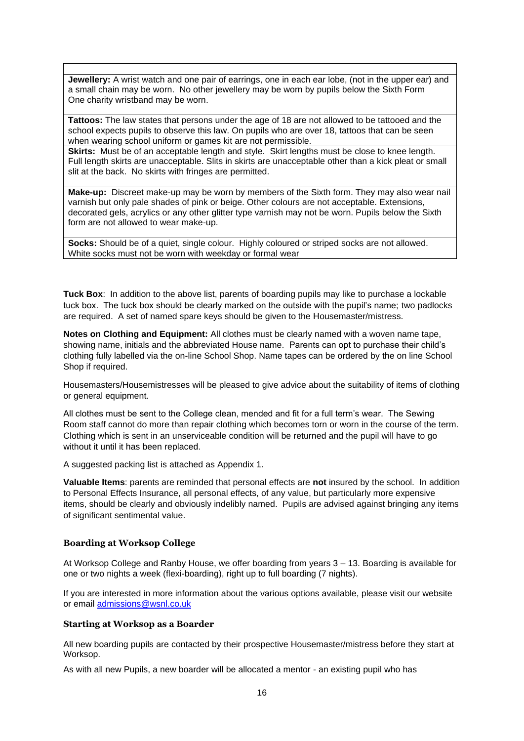| |
|---|
| **Jewellery:** A wrist watch and one pair of earrings, one in each ear lobe, (not in the upper ear) and a small chain may be worn. No other jewellery may be worn by pupils below the Sixth Form One charity wristband may be worn. |
| **Tattoos:** The law states that persons under the age of 18 are not allowed to be tattooed and the school expects pupils to observe this law. On pupils who are over 18, tattoos that can be seen when wearing school uniform or games kit are not permissible. |
| **Skirts:** Must be of an acceptable length and style. Skirt lengths must be close to knee length. Full length skirts are unacceptable. Slits in skirts are unacceptable other than a kick pleat or small slit at the back. No skirts with fringes are permitted. |
| **Make-up:** Discreet make-up may be worn by members of the Sixth form. They may also wear nail varnish but only pale shades of pink or beige. Other colours are not acceptable. Extensions, decorated gels, acrylics or any other glitter type varnish may not be worn. Pupils below the Sixth form are not allowed to wear make-up. |
| **Socks:** Should be of a quiet, single colour. Highly coloured or striped socks are not allowed. White socks must not be worn with weekday or formal wear |

**Tuck Box**: In addition to the above list, parents of boarding pupils may like to purchase a lockable tuck box. The tuck box should be clearly marked on the outside with the pupil's name; two padlocks are required. A set of named spare keys should be given to the Housemaster/mistress.

**Notes on Clothing and Equipment:** All clothes must be clearly named with a woven name tape, showing name, initials and the abbreviated House name. Parents can opt to purchase their child's clothing fully labelled via the on-line School Shop. Name tapes can be ordered by the on line School Shop if required.

Housemasters/Housemistresses will be pleased to give advice about the suitability of items of clothing or general equipment.

All clothes must be sent to the College clean, mended and fit for a full term's wear. The Sewing Room staff cannot do more than repair clothing which becomes torn or worn in the course of the term. Clothing which is sent in an unserviceable condition will be returned and the pupil will have to go without it until it has been replaced.

A suggested packing list is attached as Appendix 1.

**Valuable Items**: parents are reminded that personal effects are **not** insured by the school. In addition to Personal Effects Insurance, all personal effects, of any value, but particularly more expensive items, should be clearly and obviously indelibly named. Pupils are advised against bringing any items of significant sentimental value.

### Boarding at Worksop College

At Worksop College and Ranby House, we offer boarding from years 3 – 13. Boarding is available for one or two nights a week (flexi-boarding), right up to full boarding (7 nights).

If you are interested in more information about the various options available, please visit our website or email admissions@wsnl.co.uk

### Starting at Worksop as a Boarder

All new boarding pupils are contacted by their prospective Housemaster/mistress before they start at Worksop.

As with all new Pupils, a new boarder will be allocated a mentor - an existing pupil who has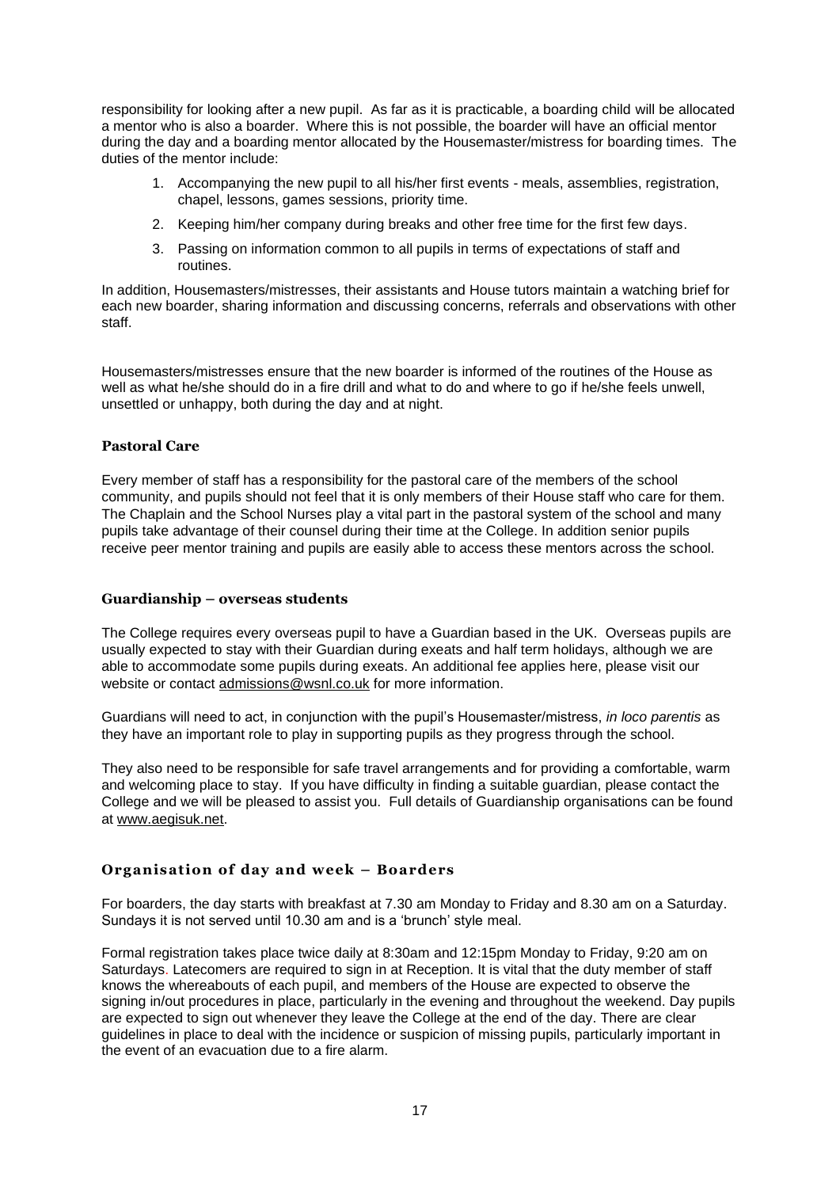responsibility for looking after a new pupil. As far as it is practicable, a boarding child will be allocated a mentor who is also a boarder. Where this is not possible, the boarder will have an official mentor during the day and a boarding mentor allocated by the Housemaster/mistress for boarding times. The duties of the mentor include:

1. Accompanying the new pupil to all his/her first events - meals, assemblies, registration, chapel, lessons, games sessions, priority time.
2. Keeping him/her company during breaks and other free time for the first few days.
3. Passing on information common to all pupils in terms of expectations of staff and routines.

In addition, Housemasters/mistresses, their assistants and House tutors maintain a watching brief for each new boarder, sharing information and discussing concerns, referrals and observations with other staff.

Housemasters/mistresses ensure that the new boarder is informed of the routines of the House as well as what he/she should do in a fire drill and what to do and where to go if he/she feels unwell, unsettled or unhappy, both during the day and at night.

### Pastoral Care

Every member of staff has a responsibility for the pastoral care of the members of the school community, and pupils should not feel that it is only members of their House staff who care for them. The Chaplain and the School Nurses play a vital part in the pastoral system of the school and many pupils take advantage of their counsel during their time at the College. In addition senior pupils receive peer mentor training and pupils are easily able to access these mentors across the school.

### Guardianship – overseas students

The College requires every overseas pupil to have a Guardian based in the UK. Overseas pupils are usually expected to stay with their Guardian during exeats and half term holidays, although we are able to accommodate some pupils during exeats. An additional fee applies here, please visit our website or contact admissions@wsnl.co.uk for more information.

Guardians will need to act, in conjunction with the pupil's Housemaster/mistress, *in loco parentis* as they have an important role to play in supporting pupils as they progress through the school.

They also need to be responsible for safe travel arrangements and for providing a comfortable, warm and welcoming place to stay. If you have difficulty in finding a suitable guardian, please contact the College and we will be pleased to assist you. Full details of Guardianship organisations can be found at www.aegisuk.net.

### Organisation of day and week – Boarders

For boarders, the day starts with breakfast at 7.30 am Monday to Friday and 8.30 am on a Saturday. Sundays it is not served until 10.30 am and is a 'brunch' style meal.

Formal registration takes place twice daily at 8:30am and 12:15pm Monday to Friday, 9:20 am on Saturdays. Latecomers are required to sign in at Reception. It is vital that the duty member of staff knows the whereabouts of each pupil, and members of the House are expected to observe the signing in/out procedures in place, particularly in the evening and throughout the weekend. Day pupils are expected to sign out whenever they leave the College at the end of the day. There are clear guidelines in place to deal with the incidence or suspicion of missing pupils, particularly important in the event of an evacuation due to a fire alarm.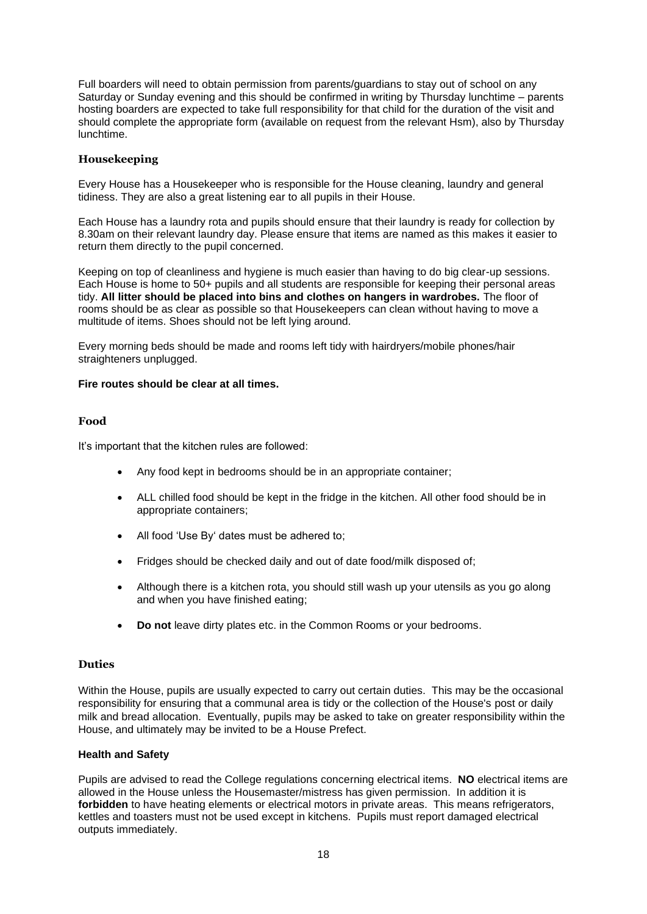Full boarders will need to obtain permission from parents/guardians to stay out of school on any Saturday or Sunday evening and this should be confirmed in writing by Thursday lunchtime – parents hosting boarders are expected to take full responsibility for that child for the duration of the visit and should complete the appropriate form (available on request from the relevant Hsm), also by Thursday lunchtime.

### Housekeeping

Every House has a Housekeeper who is responsible for the House cleaning, laundry and general tidiness. They are also a great listening ear to all pupils in their House.

Each House has a laundry rota and pupils should ensure that their laundry is ready for collection by 8.30am on their relevant laundry day. Please ensure that items are named as this makes it easier to return them directly to the pupil concerned.

Keeping on top of cleanliness and hygiene is much easier than having to do big clear-up sessions. Each House is home to 50+ pupils and all students are responsible for keeping their personal areas tidy. **All litter should be placed into bins and clothes on hangers in wardrobes.** The floor of rooms should be as clear as possible so that Housekeepers can clean without having to move a multitude of items. Shoes should not be left lying around.

Every morning beds should be made and rooms left tidy with hairdryers/mobile phones/hair straighteners unplugged.

**Fire routes should be clear at all times.**

### Food

It's important that the kitchen rules are followed:

- Any food kept in bedrooms should be in an appropriate container;
- ALL chilled food should be kept in the fridge in the kitchen. All other food should be in appropriate containers;
- All food 'Use By' dates must be adhered to;
- Fridges should be checked daily and out of date food/milk disposed of;
- Although there is a kitchen rota, you should still wash up your utensils as you go along and when you have finished eating;
- **Do not** leave dirty plates etc. in the Common Rooms or your bedrooms.

### Duties

Within the House, pupils are usually expected to carry out certain duties. This may be the occasional responsibility for ensuring that a communal area is tidy or the collection of the House's post or daily milk and bread allocation. Eventually, pupils may be asked to take on greater responsibility within the House, and ultimately may be invited to be a House Prefect.

**Health and Safety**

Pupils are advised to read the College regulations concerning electrical items. **NO** electrical items are allowed in the House unless the Housemaster/mistress has given permission. In addition it is **forbidden** to have heating elements or electrical motors in private areas. This means refrigerators, kettles and toasters must not be used except in kitchens. Pupils must report damaged electrical outputs immediately.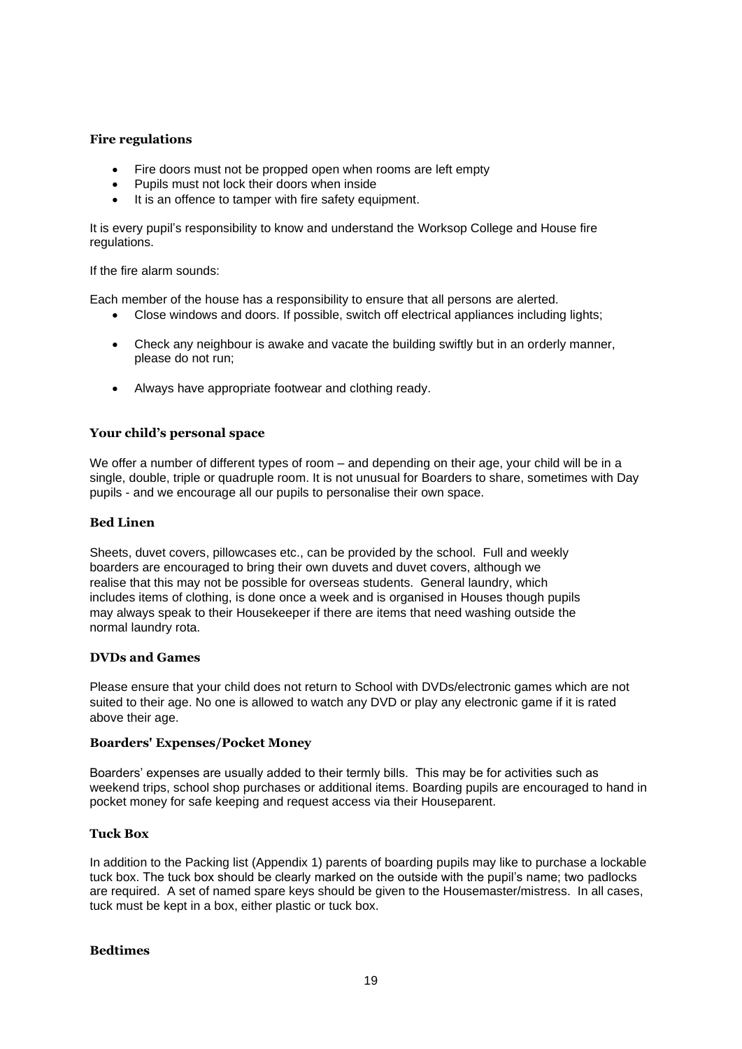### Fire regulations

- Fire doors must not be propped open when rooms are left empty
- Pupils must not lock their doors when inside
- It is an offence to tamper with fire safety equipment.

It is every pupil's responsibility to know and understand the Worksop College and House fire regulations.

If the fire alarm sounds:

Each member of the house has a responsibility to ensure that all persons are alerted.

- Close windows and doors. If possible, switch off electrical appliances including lights;
- Check any neighbour is awake and vacate the building swiftly but in an orderly manner, please do not run;
- Always have appropriate footwear and clothing ready.

### Your child's personal space

We offer a number of different types of room – and depending on their age, your child will be in a single, double, triple or quadruple room. It is not unusual for Boarders to share, sometimes with Day pupils - and we encourage all our pupils to personalise their own space.

### Bed Linen

Sheets, duvet covers, pillowcases etc., can be provided by the school. Full and weekly boarders are encouraged to bring their own duvets and duvet covers, although we realise that this may not be possible for overseas students. General laundry, which includes items of clothing, is done once a week and is organised in Houses though pupils may always speak to their Housekeeper if there are items that need washing outside the normal laundry rota.

### DVDs and Games

Please ensure that your child does not return to School with DVDs/electronic games which are not suited to their age. No one is allowed to watch any DVD or play any electronic game if it is rated above their age.

### Boarders' Expenses/Pocket Money

Boarders' expenses are usually added to their termly bills. This may be for activities such as weekend trips, school shop purchases or additional items. Boarding pupils are encouraged to hand in pocket money for safe keeping and request access via their Houseparent.

### Tuck Box

In addition to the Packing list (Appendix 1) parents of boarding pupils may like to purchase a lockable tuck box. The tuck box should be clearly marked on the outside with the pupil's name; two padlocks are required. A set of named spare keys should be given to the Housemaster/mistress. In all cases, tuck must be kept in a box, either plastic or tuck box.

### Bedtimes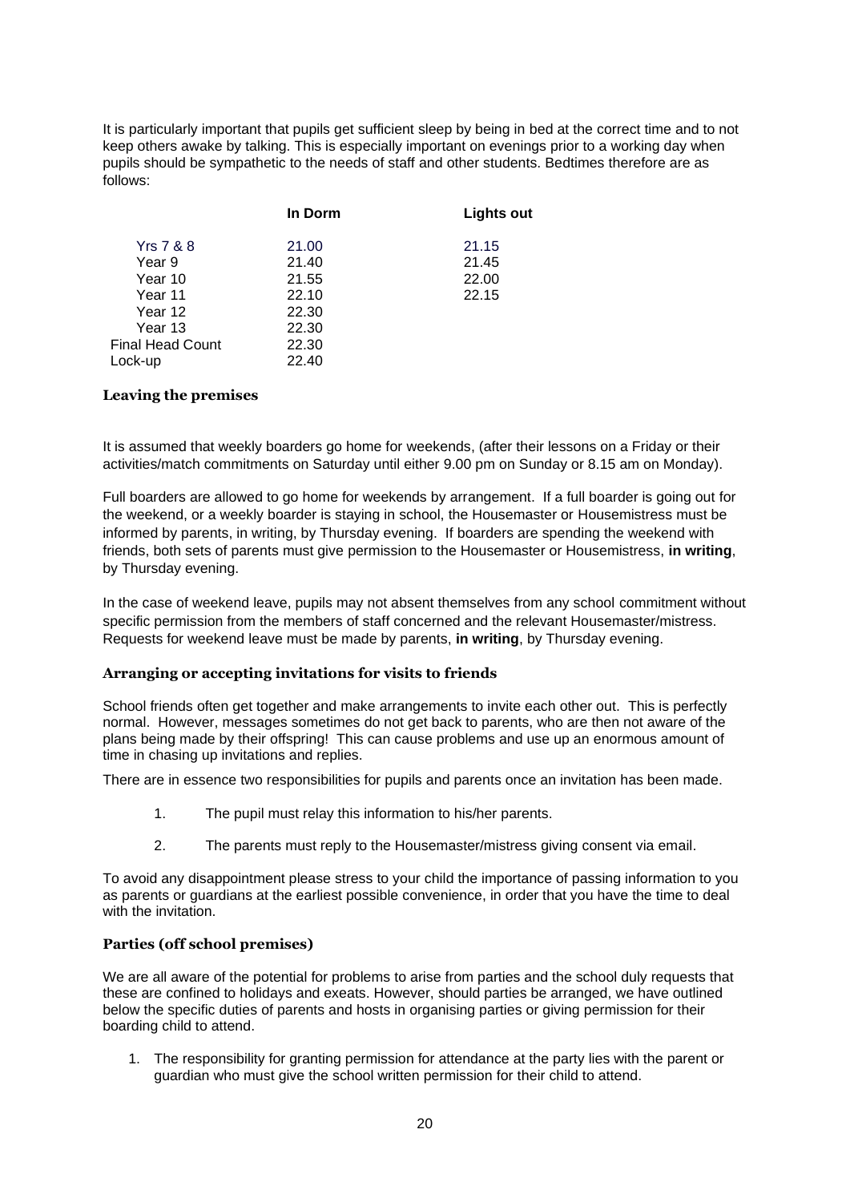It is particularly important that pupils get sufficient sleep by being in bed at the correct time and to not keep others awake by talking. This is especially important on evenings prior to a working day when pupils should be sympathetic to the needs of staff and other students. Bedtimes therefore are as follows:

| | In Dorm | Lights out |
|---|---|---|
| Yrs 7 & 8 | 21.00 | 21.15 |
| Year 9 | 21.40 | 21.45 |
| Year 10 | 21.55 | 22.00 |
| Year 11 | 22.10 | 22.15 |
| Year 12 | 22.30 | |
| Year 13 | 22.30 | |
| Final Head Count | 22.30 | |
| Lock-up | 22.40 | |

### Leaving the premises

It is assumed that weekly boarders go home for weekends, (after their lessons on a Friday or their activities/match commitments on Saturday until either 9.00 pm on Sunday or 8.15 am on Monday).

Full boarders are allowed to go home for weekends by arrangement. If a full boarder is going out for the weekend, or a weekly boarder is staying in school, the Housemaster or Housemistress must be informed by parents, in writing, by Thursday evening. If boarders are spending the weekend with friends, both sets of parents must give permission to the Housemaster or Housemistress, **in writing**, by Thursday evening.

In the case of weekend leave, pupils may not absent themselves from any school commitment without specific permission from the members of staff concerned and the relevant Housemaster/mistress. Requests for weekend leave must be made by parents, **in writing**, by Thursday evening.

### Arranging or accepting invitations for visits to friends

School friends often get together and make arrangements to invite each other out. This is perfectly normal. However, messages sometimes do not get back to parents, who are then not aware of the plans being made by their offspring! This can cause problems and use up an enormous amount of time in chasing up invitations and replies.

There are in essence two responsibilities for pupils and parents once an invitation has been made.

1. The pupil must relay this information to his/her parents.
2. The parents must reply to the Housemaster/mistress giving consent via email.

To avoid any disappointment please stress to your child the importance of passing information to you as parents or guardians at the earliest possible convenience, in order that you have the time to deal with the invitation.

### Parties (off school premises)

We are all aware of the potential for problems to arise from parties and the school duly requests that these are confined to holidays and exeats. However, should parties be arranged, we have outlined below the specific duties of parents and hosts in organising parties or giving permission for their boarding child to attend.

1. The responsibility for granting permission for attendance at the party lies with the parent or guardian who must give the school written permission for their child to attend.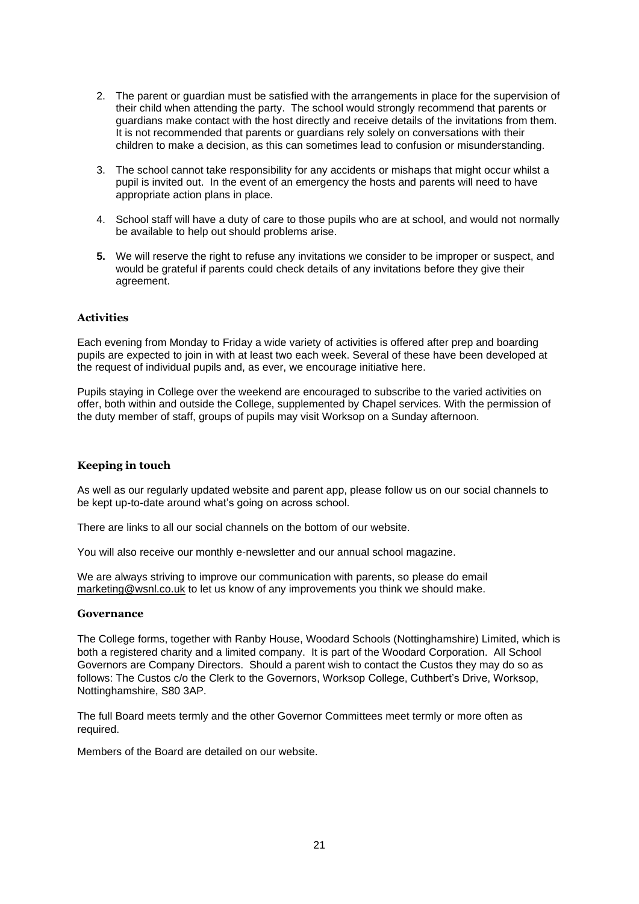2. The parent or guardian must be satisfied with the arrangements in place for the supervision of their child when attending the party. The school would strongly recommend that parents or guardians make contact with the host directly and receive details of the invitations from them. It is not recommended that parents or guardians rely solely on conversations with their children to make a decision, as this can sometimes lead to confusion or misunderstanding.

3. The school cannot take responsibility for any accidents or mishaps that might occur whilst a pupil is invited out. In the event of an emergency the hosts and parents will need to have appropriate action plans in place.

4. School staff will have a duty of care to those pupils who are at school, and would not normally be available to help out should problems arise.

5. We will reserve the right to refuse any invitations we consider to be improper or suspect, and would be grateful if parents could check details of any invitations before they give their agreement.

### Activities

Each evening from Monday to Friday a wide variety of activities is offered after prep and boarding pupils are expected to join in with at least two each week. Several of these have been developed at the request of individual pupils and, as ever, we encourage initiative here.

Pupils staying in College over the weekend are encouraged to subscribe to the varied activities on offer, both within and outside the College, supplemented by Chapel services. With the permission of the duty member of staff, groups of pupils may visit Worksop on a Sunday afternoon.

### Keeping in touch

As well as our regularly updated website and parent app, please follow us on our social channels to be kept up-to-date around what's going on across school.

There are links to all our social channels on the bottom of our website.

You will also receive our monthly e-newsletter and our annual school magazine.

We are always striving to improve our communication with parents, so please do email marketing@wsnl.co.uk to let us know of any improvements you think we should make.

### Governance

The College forms, together with Ranby House, Woodard Schools (Nottinghamshire) Limited, which is both a registered charity and a limited company. It is part of the Woodard Corporation. All School Governors are Company Directors. Should a parent wish to contact the Custos they may do so as follows: The Custos c/o the Clerk to the Governors, Worksop College, Cuthbert's Drive, Worksop, Nottinghamshire, S80 3AP.

The full Board meets termly and the other Governor Committees meet termly or more often as required.

Members of the Board are detailed on our website.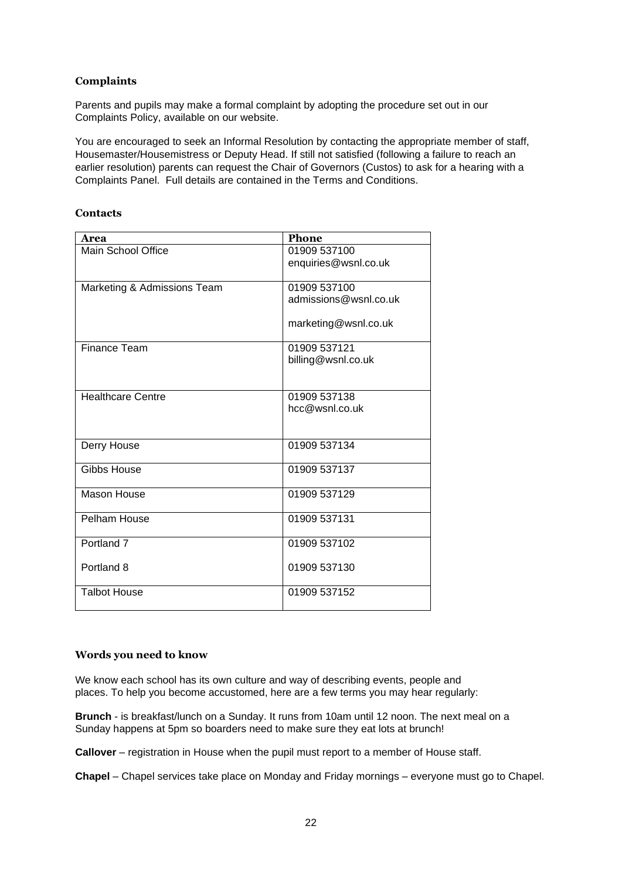## Complaints

Parents and pupils may make a formal complaint by adopting the procedure set out in our Complaints Policy, available on our website.

You are encouraged to seek an Informal Resolution by contacting the appropriate member of staff, Housemaster/Housemistress or Deputy Head. If still not satisfied (following a failure to reach an earlier resolution) parents can request the Chair of Governors (Custos) to ask for a hearing with a Complaints Panel. Full details are contained in the Terms and Conditions.

## Contacts

| Area | Phone |
|---|---|
| Main School Office | 01909 537100<br>enquiries@wsnl.co.uk |
| Marketing & Admissions Team | 01909 537100<br>admissions@wsnl.co.uk<br><br>marketing@wsnl.co.uk |
| Finance Team | 01909 537121<br>billing@wsnl.co.uk |
| Healthcare Centre | 01909 537138<br>hcc@wsnl.co.uk |
| Derry House | 01909 537134 |
| Gibbs House | 01909 537137 |
| Mason House | 01909 537129 |
| Pelham House | 01909 537131 |
| Portland 7<br><br>Portland 8 | 01909 537102<br><br>01909 537130 |
| Talbot House | 01909 537152 |

## Words you need to know

We know each school has its own culture and way of describing events, people and places. To help you become accustomed, here are a few terms you may hear regularly:

**Brunch** - is breakfast/lunch on a Sunday. It runs from 10am until 12 noon. The next meal on a Sunday happens at 5pm so boarders need to make sure they eat lots at brunch!

**Callover** – registration in House when the pupil must report to a member of House staff.

**Chapel** – Chapel services take place on Monday and Friday mornings – everyone must go to Chapel.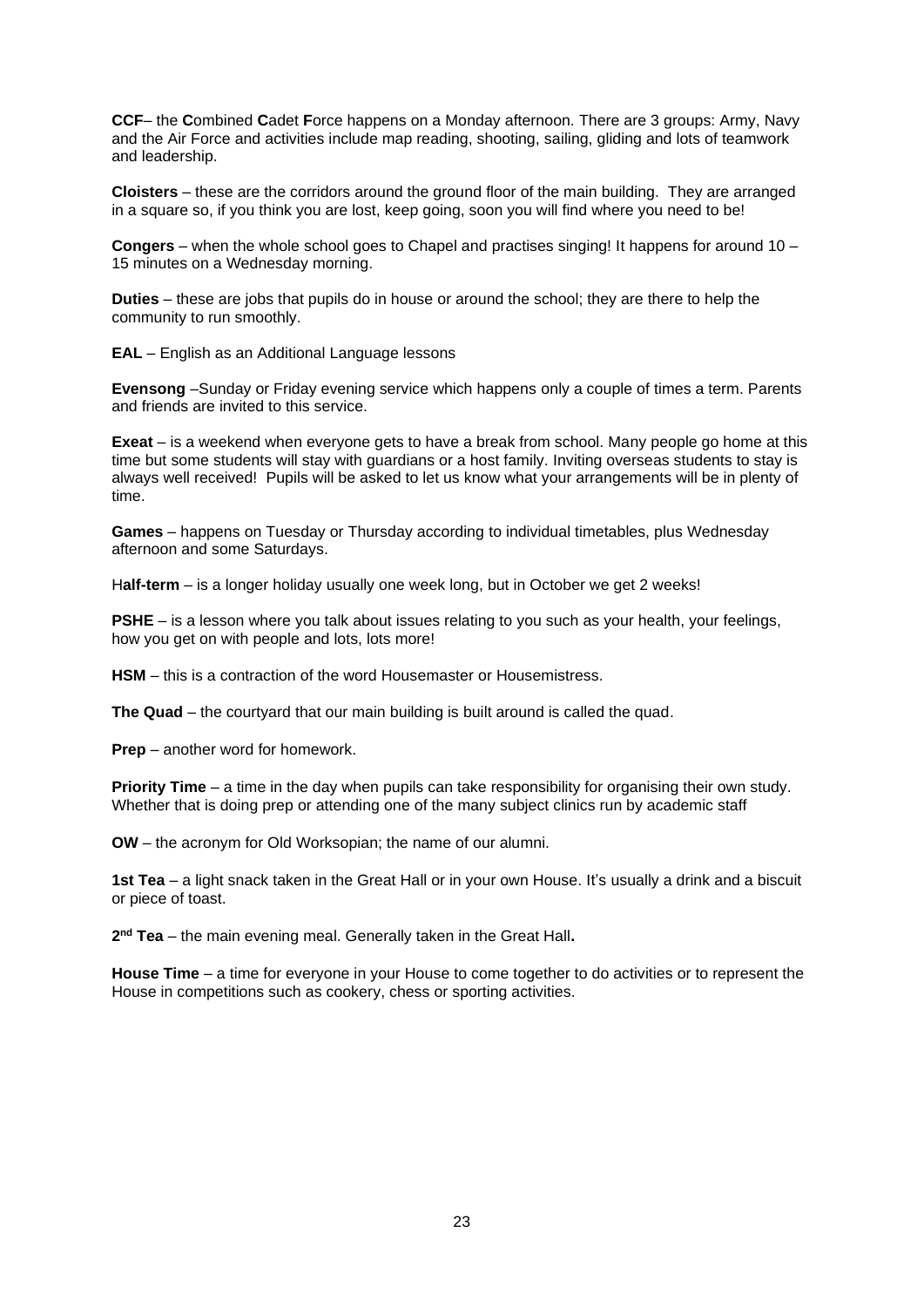**CCF**– the **C**ombined **C**adet **F**orce happens on a Monday afternoon. There are 3 groups: Army, Navy and the Air Force and activities include map reading, shooting, sailing, gliding and lots of teamwork and leadership.

**Cloisters** – these are the corridors around the ground floor of the main building. They are arranged in a square so, if you think you are lost, keep going, soon you will find where you need to be!

**Congers** – when the whole school goes to Chapel and practises singing! It happens for around 10 – 15 minutes on a Wednesday morning.

**Duties** – these are jobs that pupils do in house or around the school; they are there to help the community to run smoothly.

**EAL** – English as an Additional Language lessons

**Evensong** –Sunday or Friday evening service which happens only a couple of times a term. Parents and friends are invited to this service.

**Exeat** – is a weekend when everyone gets to have a break from school. Many people go home at this time but some students will stay with guardians or a host family. Inviting overseas students to stay is always well received! Pupils will be asked to let us know what your arrangements will be in plenty of time.

**Games** – happens on Tuesday or Thursday according to individual timetables, plus Wednesday afternoon and some Saturdays.

H**alf-term** – is a longer holiday usually one week long, but in October we get 2 weeks!

**PSHE** – is a lesson where you talk about issues relating to you such as your health, your feelings, how you get on with people and lots, lots more!

**HSM** – this is a contraction of the word Housemaster or Housemistress.

**The Quad** – the courtyard that our main building is built around is called the quad.

**Prep** – another word for homework.

**Priority Time** – a time in the day when pupils can take responsibility for organising their own study. Whether that is doing prep or attending one of the many subject clinics run by academic staff

**OW** – the acronym for Old Worksopian; the name of our alumni.

**1st Tea** – a light snack taken in the Great Hall or in your own House. It's usually a drink and a biscuit or piece of toast.

**2nd Tea** – the main evening meal. Generally taken in the Great Hall**.**

**House Time** – a time for everyone in your House to come together to do activities or to represent the House in competitions such as cookery, chess or sporting activities.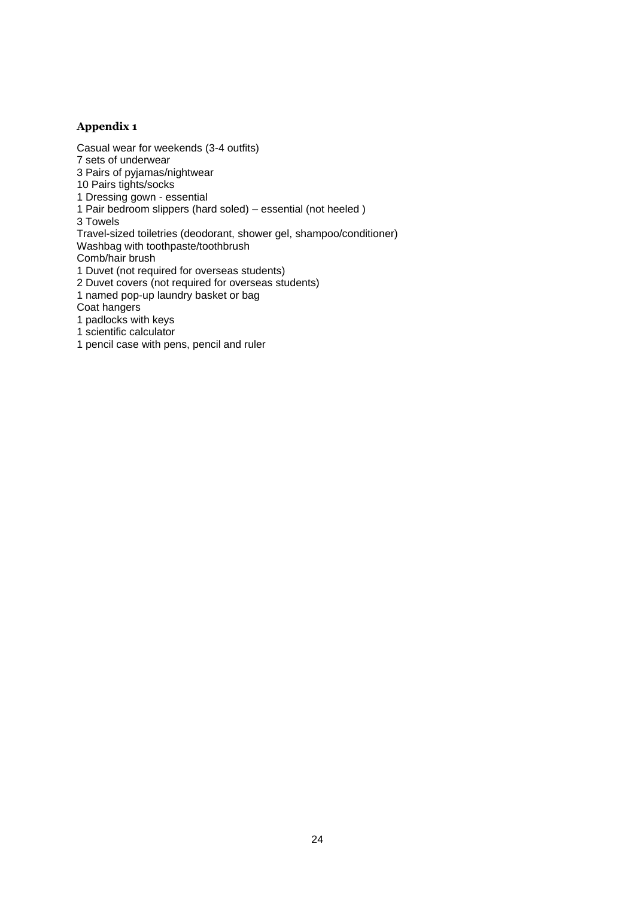### Appendix 1

Casual wear for weekends (3-4 outfits)
7 sets of underwear
3 Pairs of pyjamas/nightwear
10 Pairs tights/socks
1 Dressing gown - essential
1 Pair bedroom slippers (hard soled) – essential (not heeled )
3 Towels
Travel-sized toiletries (deodorant, shower gel, shampoo/conditioner)
Washbag with toothpaste/toothbrush
Comb/hair brush
1 Duvet (not required for overseas students)
2 Duvet covers (not required for overseas students)
1 named pop-up laundry basket or bag
Coat hangers
1 padlocks with keys
1 scientific calculator
1 pencil case with pens, pencil and ruler